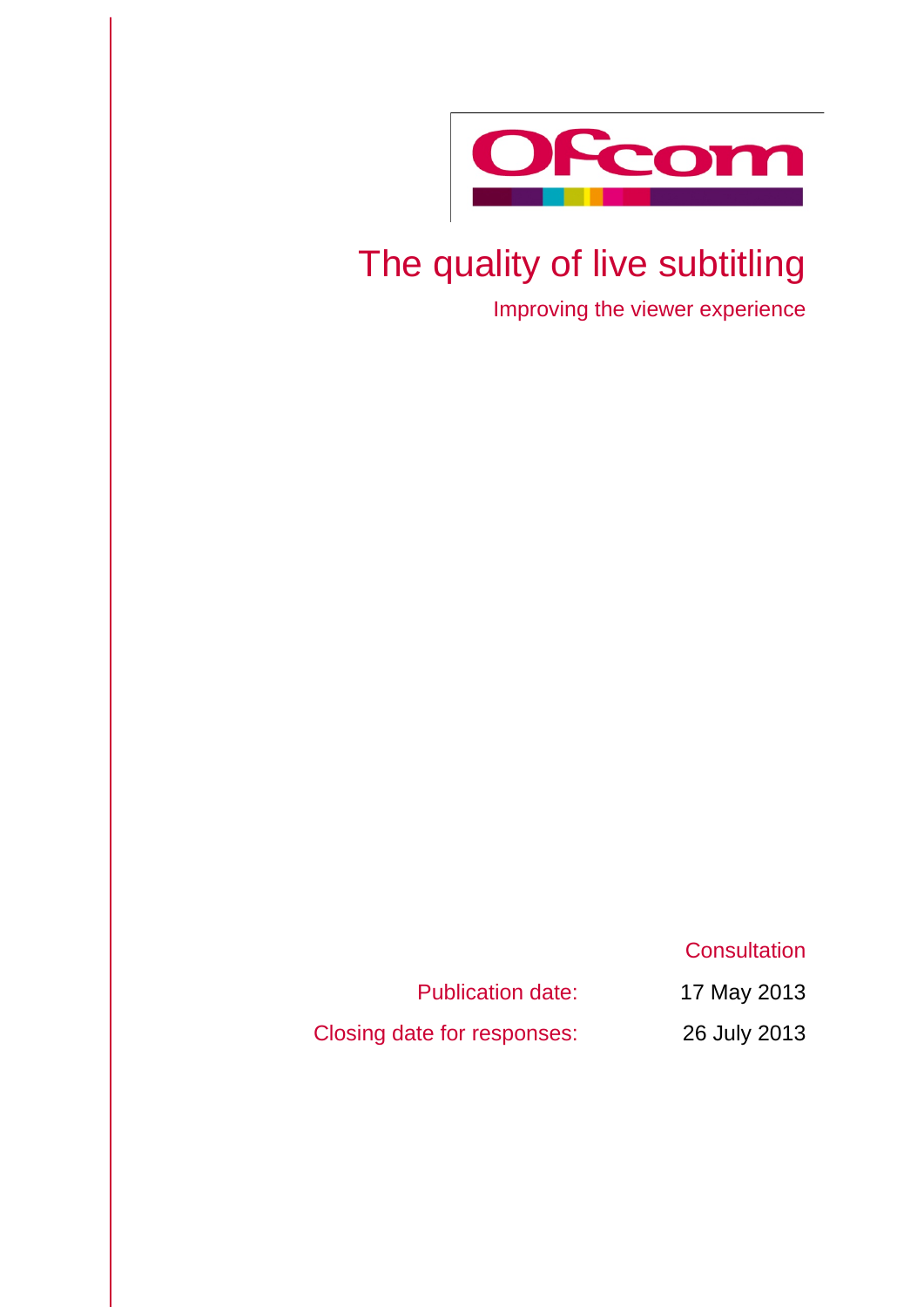Ofcom

# The quality of live subtitling

## Improving the viewer experience

Consultation

| | |
|---|---|
| Publication date: | 17 May 2013 |
| Closing date for responses: | 26 July 2013 |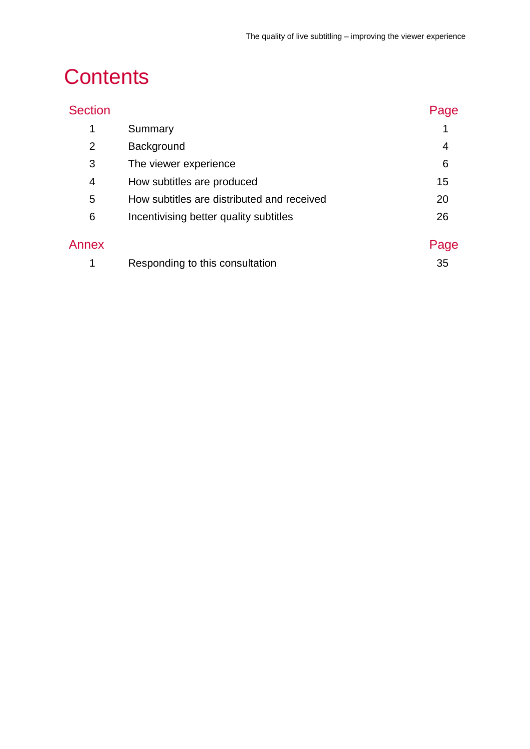# Contents

| Section | | Page |
| --- | --- | --- |
| 1 | Summary | 1 |
| 2 | Background | 4 |
| 3 | The viewer experience | 6 |
| 4 | How subtitles are produced | 15 |
| 5 | How subtitles are distributed and received | 20 |
| 6 | Incentivising better quality subtitles | 26 |

| Annex | | Page |
| --- | --- | --- |
| 1 | Responding to this consultation | 35 |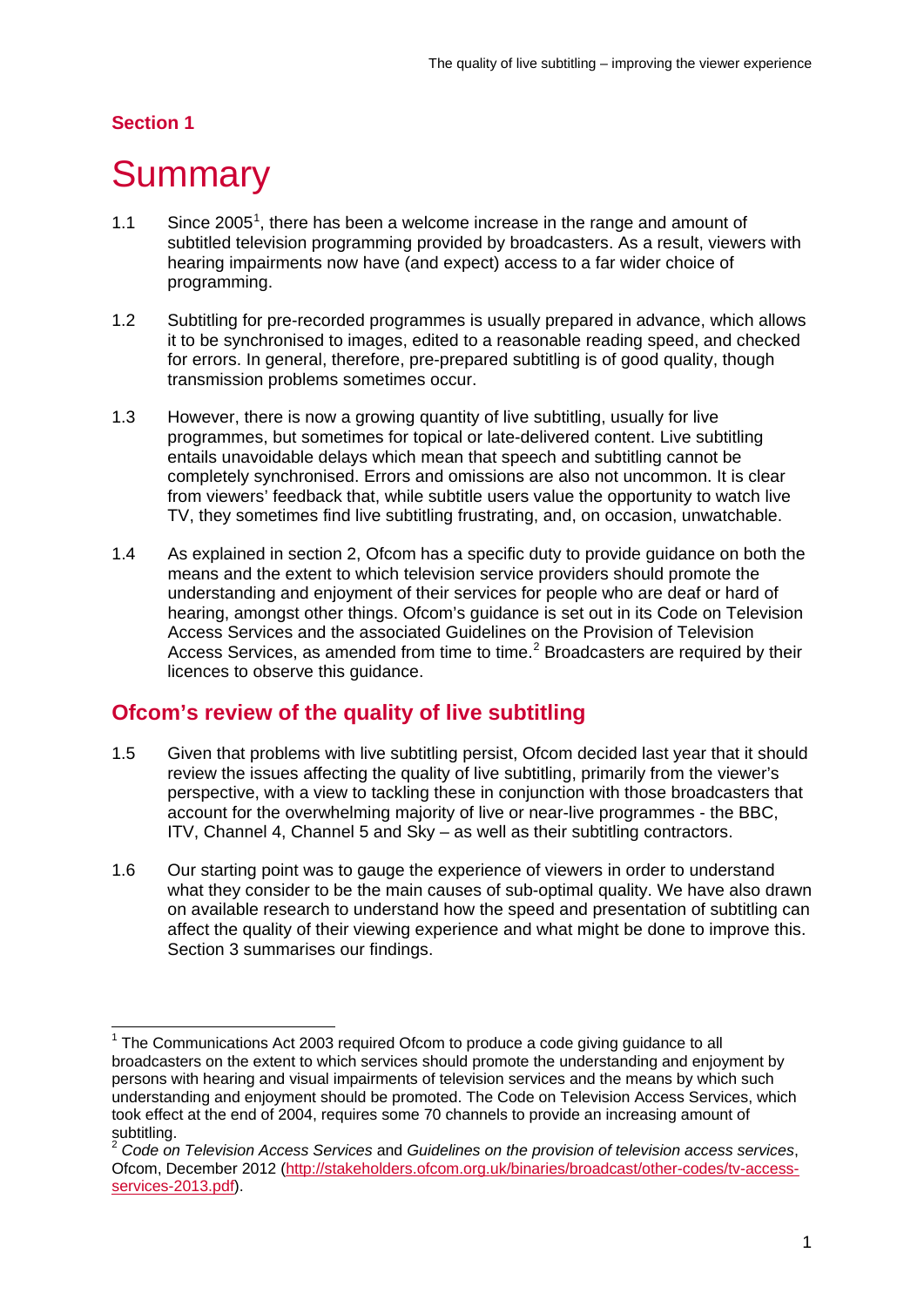## Section 1

# Summary

1.1 Since 2005[1], there has been a welcome increase in the range and amount of subtitled television programming provided by broadcasters. As a result, viewers with hearing impairments now have (and expect) access to a far wider choice of programming.

1.2 Subtitling for pre-recorded programmes is usually prepared in advance, which allows it to be synchronised to images, edited to a reasonable reading speed, and checked for errors. In general, therefore, pre-prepared subtitling is of good quality, though transmission problems sometimes occur.

1.3 However, there is now a growing quantity of live subtitling, usually for live programmes, but sometimes for topical or late-delivered content. Live subtitling entails unavoidable delays which mean that speech and subtitling cannot be completely synchronised. Errors and omissions are also not uncommon. It is clear from viewers' feedback that, while subtitle users value the opportunity to watch live TV, they sometimes find live subtitling frustrating, and, on occasion, unwatchable.

1.4 As explained in section 2, Ofcom has a specific duty to provide guidance on both the means and the extent to which television service providers should promote the understanding and enjoyment of their services for people who are deaf or hard of hearing, amongst other things. Ofcom's guidance is set out in its Code on Television Access Services and the associated Guidelines on the Provision of Television Access Services, as amended from time to time.[2] Broadcasters are required by their licences to observe this guidance.

## Ofcom's review of the quality of live subtitling

1.5 Given that problems with live subtitling persist, Ofcom decided last year that it should review the issues affecting the quality of live subtitling, primarily from the viewer's perspective, with a view to tackling these in conjunction with those broadcasters that account for the overwhelming majority of live or near-live programmes - the BBC, ITV, Channel 4, Channel 5 and Sky – as well as their subtitling contractors.

1.6 Our starting point was to gauge the experience of viewers in order to understand what they consider to be the main causes of sub-optimal quality. We have also drawn on available research to understand how the speed and presentation of subtitling can affect the quality of their viewing experience and what might be done to improve this. Section 3 summarises our findings.

---

[1] The Communications Act 2003 required Ofcom to produce a code giving guidance to all broadcasters on the extent to which services should promote the understanding and enjoyment by persons with hearing and visual impairments of television services and the means by which such understanding and enjoyment should be promoted. The Code on Television Access Services, which took effect at the end of 2004, requires some 70 channels to provide an increasing amount of subtitling.

[2] *Code on Television Access Services* and *Guidelines on the provision of television access services*, Ofcom, December 2012 (http://stakeholders.ofcom.org.uk/binaries/broadcast/other-codes/tv-access-services-2013.pdf).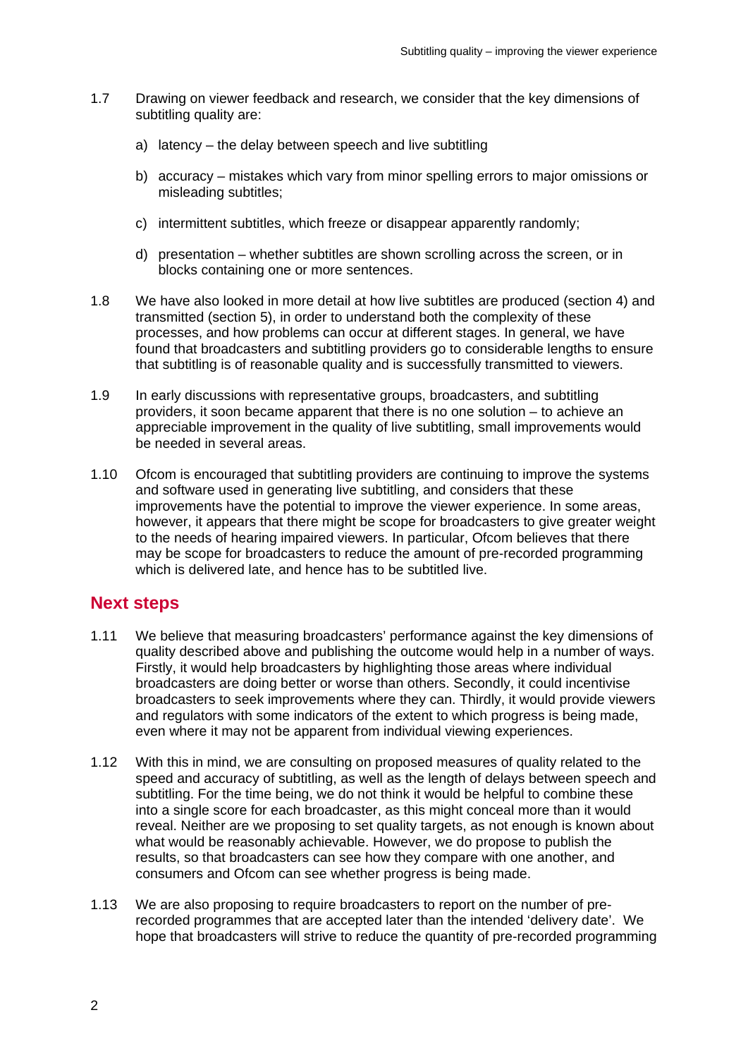1.7 Drawing on viewer feedback and research, we consider that the key dimensions of subtitling quality are:

a) latency – the delay between speech and live subtitling

b) accuracy – mistakes which vary from minor spelling errors to major omissions or misleading subtitles;

c) intermittent subtitles, which freeze or disappear apparently randomly;

d) presentation – whether subtitles are shown scrolling across the screen, or in blocks containing one or more sentences.

1.8 We have also looked in more detail at how live subtitles are produced (section 4) and transmitted (section 5), in order to understand both the complexity of these processes, and how problems can occur at different stages. In general, we have found that broadcasters and subtitling providers go to considerable lengths to ensure that subtitling is of reasonable quality and is successfully transmitted to viewers.

1.9 In early discussions with representative groups, broadcasters, and subtitling providers, it soon became apparent that there is no one solution – to achieve an appreciable improvement in the quality of live subtitling, small improvements would be needed in several areas.

1.10 Ofcom is encouraged that subtitling providers are continuing to improve the systems and software used in generating live subtitling, and considers that these improvements have the potential to improve the viewer experience. In some areas, however, it appears that there might be scope for broadcasters to give greater weight to the needs of hearing impaired viewers. In particular, Ofcom believes that there may be scope for broadcasters to reduce the amount of pre-recorded programming which is delivered late, and hence has to be subtitled live.

## Next steps

1.11 We believe that measuring broadcasters' performance against the key dimensions of quality described above and publishing the outcome would help in a number of ways. Firstly, it would help broadcasters by highlighting those areas where individual broadcasters are doing better or worse than others. Secondly, it could incentivise broadcasters to seek improvements where they can. Thirdly, it would provide viewers and regulators with some indicators of the extent to which progress is being made, even where it may not be apparent from individual viewing experiences.

1.12 With this in mind, we are consulting on proposed measures of quality related to the speed and accuracy of subtitling, as well as the length of delays between speech and subtitling. For the time being, we do not think it would be helpful to combine these into a single score for each broadcaster, as this might conceal more than it would reveal. Neither are we proposing to set quality targets, as not enough is known about what would be reasonably achievable. However, we do propose to publish the results, so that broadcasters can see how they compare with one another, and consumers and Ofcom can see whether progress is being made.

1.13 We are also proposing to require broadcasters to report on the number of pre-recorded programmes that are accepted later than the intended 'delivery date'. We hope that broadcasters will strive to reduce the quantity of pre-recorded programming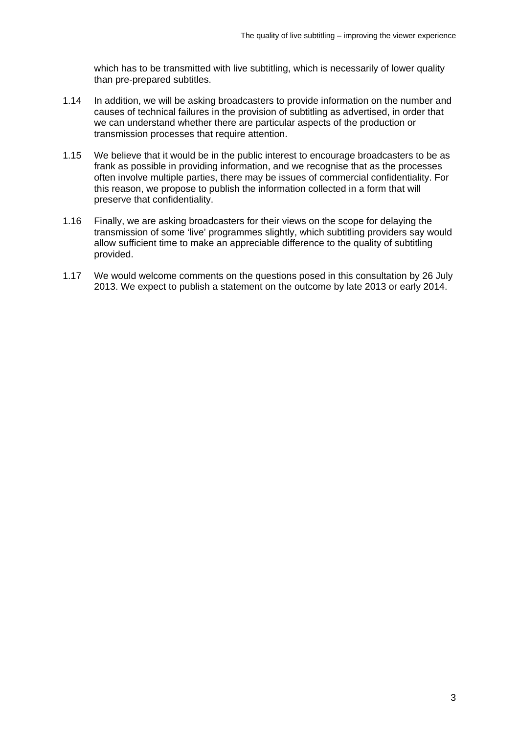which has to be transmitted with live subtitling, which is necessarily of lower quality than pre-prepared subtitles.

1.14 In addition, we will be asking broadcasters to provide information on the number and causes of technical failures in the provision of subtitling as advertised, in order that we can understand whether there are particular aspects of the production or transmission processes that require attention.

1.15 We believe that it would be in the public interest to encourage broadcasters to be as frank as possible in providing information, and we recognise that as the processes often involve multiple parties, there may be issues of commercial confidentiality. For this reason, we propose to publish the information collected in a form that will preserve that confidentiality.

1.16 Finally, we are asking broadcasters for their views on the scope for delaying the transmission of some 'live' programmes slightly, which subtitling providers say would allow sufficient time to make an appreciable difference to the quality of subtitling provided.

1.17 We would welcome comments on the questions posed in this consultation by 26 July 2013. We expect to publish a statement on the outcome by late 2013 or early 2014.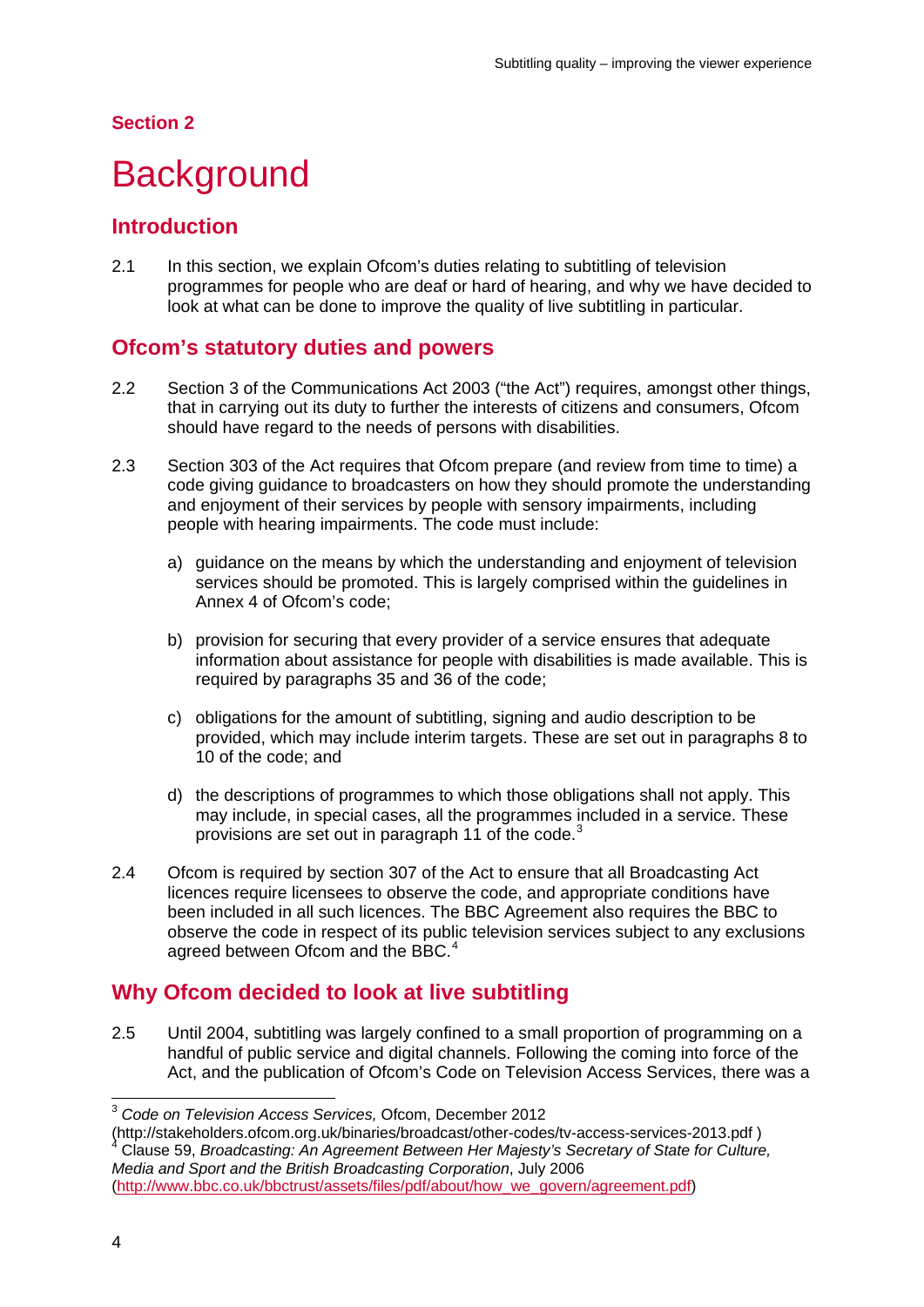**Section 2**

# Background

## Introduction

2.1 In this section, we explain Ofcom's duties relating to subtitling of television programmes for people who are deaf or hard of hearing, and why we have decided to look at what can be done to improve the quality of live subtitling in particular.

## Ofcom's statutory duties and powers

2.2 Section 3 of the Communications Act 2003 ("the Act") requires, amongst other things, that in carrying out its duty to further the interests of citizens and consumers, Ofcom should have regard to the needs of persons with disabilities.

2.3 Section 303 of the Act requires that Ofcom prepare (and review from time to time) a code giving guidance to broadcasters on how they should promote the understanding and enjoyment of their services by people with sensory impairments, including people with hearing impairments. The code must include:

a) guidance on the means by which the understanding and enjoyment of television services should be promoted. This is largely comprised within the guidelines in Annex 4 of Ofcom's code;

b) provision for securing that every provider of a service ensures that adequate information about assistance for people with disabilities is made available. This is required by paragraphs 35 and 36 of the code;

c) obligations for the amount of subtitling, signing and audio description to be provided, which may include interim targets. These are set out in paragraphs 8 to 10 of the code; and

d) the descriptions of programmes to which those obligations shall not apply. This may include, in special cases, all the programmes included in a service. These provisions are set out in paragraph 11 of the code.[3]

2.4 Ofcom is required by section 307 of the Act to ensure that all Broadcasting Act licences require licensees to observe the code, and appropriate conditions have been included in all such licences. The BBC Agreement also requires the BBC to observe the code in respect of its public television services subject to any exclusions agreed between Ofcom and the BBC.[4]

## Why Ofcom decided to look at live subtitling

2.5 Until 2004, subtitling was largely confined to a small proportion of programming on a handful of public service and digital channels. Following the coming into force of the Act, and the publication of Ofcom's Code on Television Access Services, there was a

---

[3] *Code on Television Access Services,* Ofcom, December 2012 (http://stakeholders.ofcom.org.uk/binaries/broadcast/other-codes/tv-access-services-2013.pdf )

[4] Clause 59, *Broadcasting: An Agreement Between Her Majesty's Secretary of State for Culture, Media and Sport and the British Broadcasting Corporation*, July 2006 (http://www.bbc.co.uk/bbctrust/assets/files/pdf/about/how_we_govern/agreement.pdf)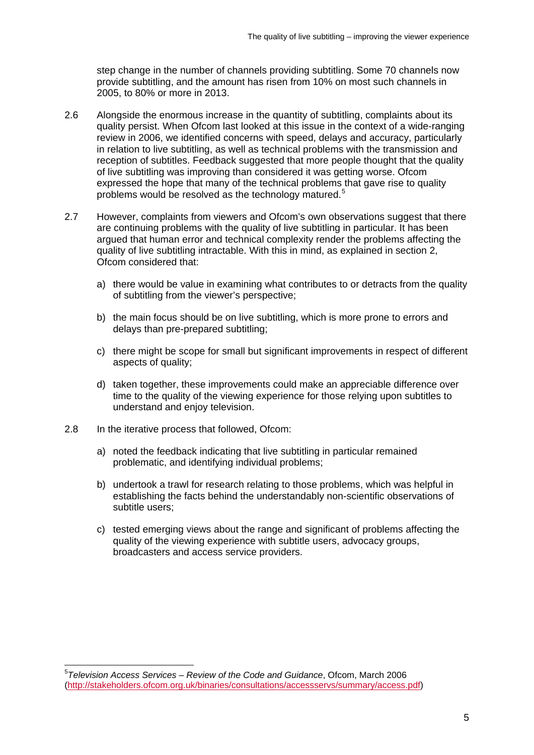step change in the number of channels providing subtitling. Some 70 channels now provide subtitling, and the amount has risen from 10% on most such channels in 2005, to 80% or more in 2013.

2.6 Alongside the enormous increase in the quantity of subtitling, complaints about its quality persist. When Ofcom last looked at this issue in the context of a wide-ranging review in 2006, we identified concerns with speed, delays and accuracy, particularly in relation to live subtitling, as well as technical problems with the transmission and reception of subtitles. Feedback suggested that more people thought that the quality of live subtitling was improving than considered it was getting worse. Ofcom expressed the hope that many of the technical problems that gave rise to quality problems would be resolved as the technology matured.[5]

2.7 However, complaints from viewers and Ofcom's own observations suggest that there are continuing problems with the quality of live subtitling in particular. It has been argued that human error and technical complexity render the problems affecting the quality of live subtitling intractable. With this in mind, as explained in section 2, Ofcom considered that:

a) there would be value in examining what contributes to or detracts from the quality of subtitling from the viewer's perspective;

b) the main focus should be on live subtitling, which is more prone to errors and delays than pre-prepared subtitling;

c) there might be scope for small but significant improvements in respect of different aspects of quality;

d) taken together, these improvements could make an appreciable difference over time to the quality of the viewing experience for those relying upon subtitles to understand and enjoy television.

2.8 In the iterative process that followed, Ofcom:

a) noted the feedback indicating that live subtitling in particular remained problematic, and identifying individual problems;

b) undertook a trawl for research relating to those problems, which was helpful in establishing the facts behind the understandably non-scientific observations of subtitle users;

c) tested emerging views about the range and significant of problems affecting the quality of the viewing experience with subtitle users, advocacy groups, broadcasters and access service providers.

---

[5] *Television Access Services – Review of the Code and Guidance*, Ofcom, March 2006 (http://stakeholders.ofcom.org.uk/binaries/consultations/accessservs/summary/access.pdf)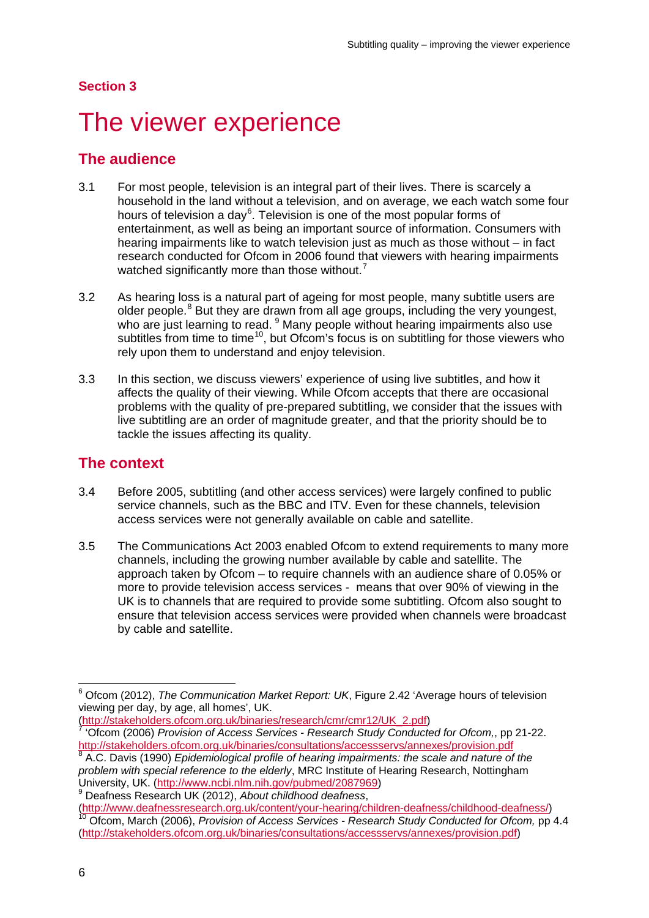**Section 3**

# The viewer experience

## The audience

3.1 For most people, television is an integral part of their lives. There is scarcely a household in the land without a television, and on average, we each watch some four hours of television a day[6]. Television is one of the most popular forms of entertainment, as well as being an important source of information. Consumers with hearing impairments like to watch television just as much as those without – in fact research conducted for Ofcom in 2006 found that viewers with hearing impairments watched significantly more than those without.[7]

3.2 As hearing loss is a natural part of ageing for most people, many subtitle users are older people.[8] But they are drawn from all age groups, including the very youngest, who are just learning to read. [9] Many people without hearing impairments also use subtitles from time to time[10], but Ofcom's focus is on subtitling for those viewers who rely upon them to understand and enjoy television.

3.3 In this section, we discuss viewers' experience of using live subtitles, and how it affects the quality of their viewing. While Ofcom accepts that there are occasional problems with the quality of pre-prepared subtitling, we consider that the issues with live subtitling are an order of magnitude greater, and that the priority should be to tackle the issues affecting its quality.

## The context

3.4 Before 2005, subtitling (and other access services) were largely confined to public service channels, such as the BBC and ITV. Even for these channels, television access services were not generally available on cable and satellite.

3.5 The Communications Act 2003 enabled Ofcom to extend requirements to many more channels, including the growing number available by cable and satellite. The approach taken by Ofcom – to require channels with an audience share of 0.05% or more to provide television access services - means that over 90% of viewing in the UK is to channels that are required to provide some subtitling. Ofcom also sought to ensure that television access services were provided when channels were broadcast by cable and satellite.

---

[6] Ofcom (2012), *The Communication Market Report: UK*, Figure 2.42 'Average hours of television viewing per day, by age, all homes', UK. (http://stakeholders.ofcom.org.uk/binaries/research/cmr/cmr12/UK_2.pdf)

[7] 'Ofcom (2006) *Provision of Access Services - Research Study Conducted for Ofcom,*, pp 21-22. http://stakeholders.ofcom.org.uk/binaries/consultations/accessservs/annexes/provision.pdf

[8] A.C. Davis (1990) *Epidemiological profile of hearing impairments: the scale and nature of the problem with special reference to the elderly*, MRC Institute of Hearing Research, Nottingham University, UK. (http://www.ncbi.nlm.nih.gov/pubmed/2087969)

[9] Deafness Research UK (2012), *About childhood deafness*, (http://www.deafnessresearch.org.uk/content/your-hearing/children-deafness/childhood-deafness/)

[10] Ofcom, March (2006), *Provision of Access Services - Research Study Conducted for Ofcom,* pp 4.4 (http://stakeholders.ofcom.org.uk/binaries/consultations/accessservs/annexes/provision.pdf)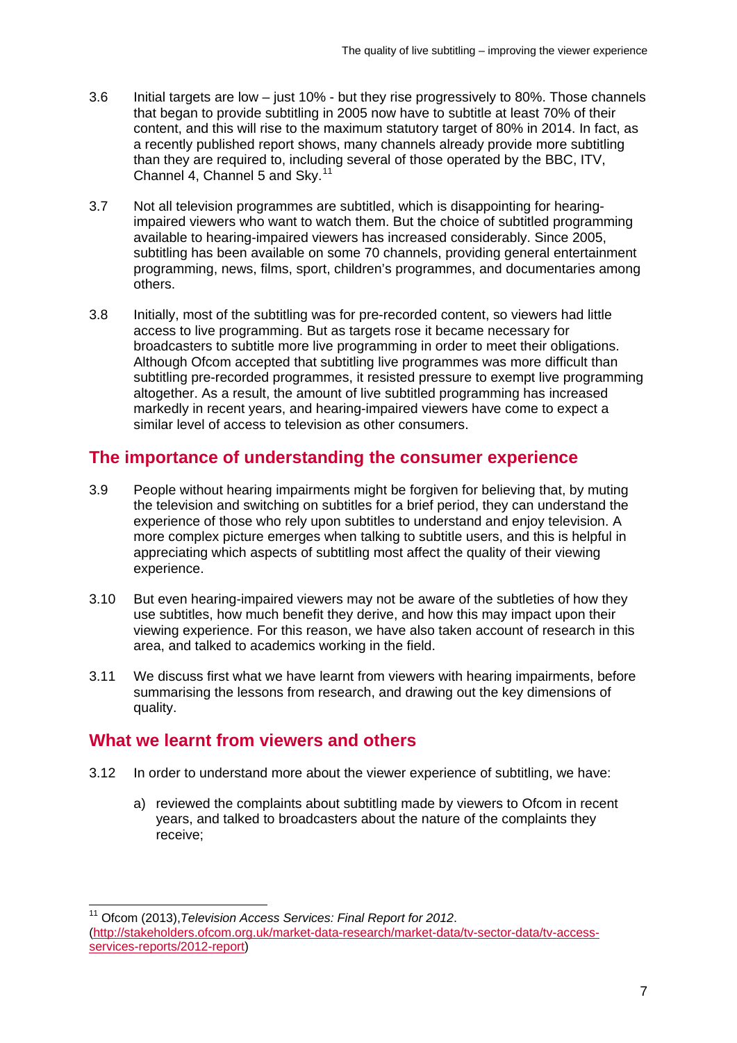3.6 Initial targets are low – just 10% - but they rise progressively to 80%. Those channels that began to provide subtitling in 2005 now have to subtitle at least 70% of their content, and this will rise to the maximum statutory target of 80% in 2014. In fact, as a recently published report shows, many channels already provide more subtitling than they are required to, including several of those operated by the BBC, ITV, Channel 4, Channel 5 and Sky.[11]

3.7 Not all television programmes are subtitled, which is disappointing for hearing-impaired viewers who want to watch them. But the choice of subtitled programming available to hearing-impaired viewers has increased considerably. Since 2005, subtitling has been available on some 70 channels, providing general entertainment programming, news, films, sport, children's programmes, and documentaries among others.

3.8 Initially, most of the subtitling was for pre-recorded content, so viewers had little access to live programming. But as targets rose it became necessary for broadcasters to subtitle more live programming in order to meet their obligations. Although Ofcom accepted that subtitling live programmes was more difficult than subtitling pre-recorded programmes, it resisted pressure to exempt live programming altogether. As a result, the amount of live subtitled programming has increased markedly in recent years, and hearing-impaired viewers have come to expect a similar level of access to television as other consumers.

## The importance of understanding the consumer experience

3.9 People without hearing impairments might be forgiven for believing that, by muting the television and switching on subtitles for a brief period, they can understand the experience of those who rely upon subtitles to understand and enjoy television. A more complex picture emerges when talking to subtitle users, and this is helpful in appreciating which aspects of subtitling most affect the quality of their viewing experience.

3.10 But even hearing-impaired viewers may not be aware of the subtleties of how they use subtitles, how much benefit they derive, and how this may impact upon their viewing experience. For this reason, we have also taken account of research in this area, and talked to academics working in the field.

3.11 We discuss first what we have learnt from viewers with hearing impairments, before summarising the lessons from research, and drawing out the key dimensions of quality.

## What we learnt from viewers and others

3.12 In order to understand more about the viewer experience of subtitling, we have:

a) reviewed the complaints about subtitling made by viewers to Ofcom in recent years, and talked to broadcasters about the nature of the complaints they receive;

---

[11] Ofcom (2013), *Television Access Services: Final Report for 2012*. (http://stakeholders.ofcom.org.uk/market-data-research/market-data/tv-sector-data/tv-access-services-reports/2012-report)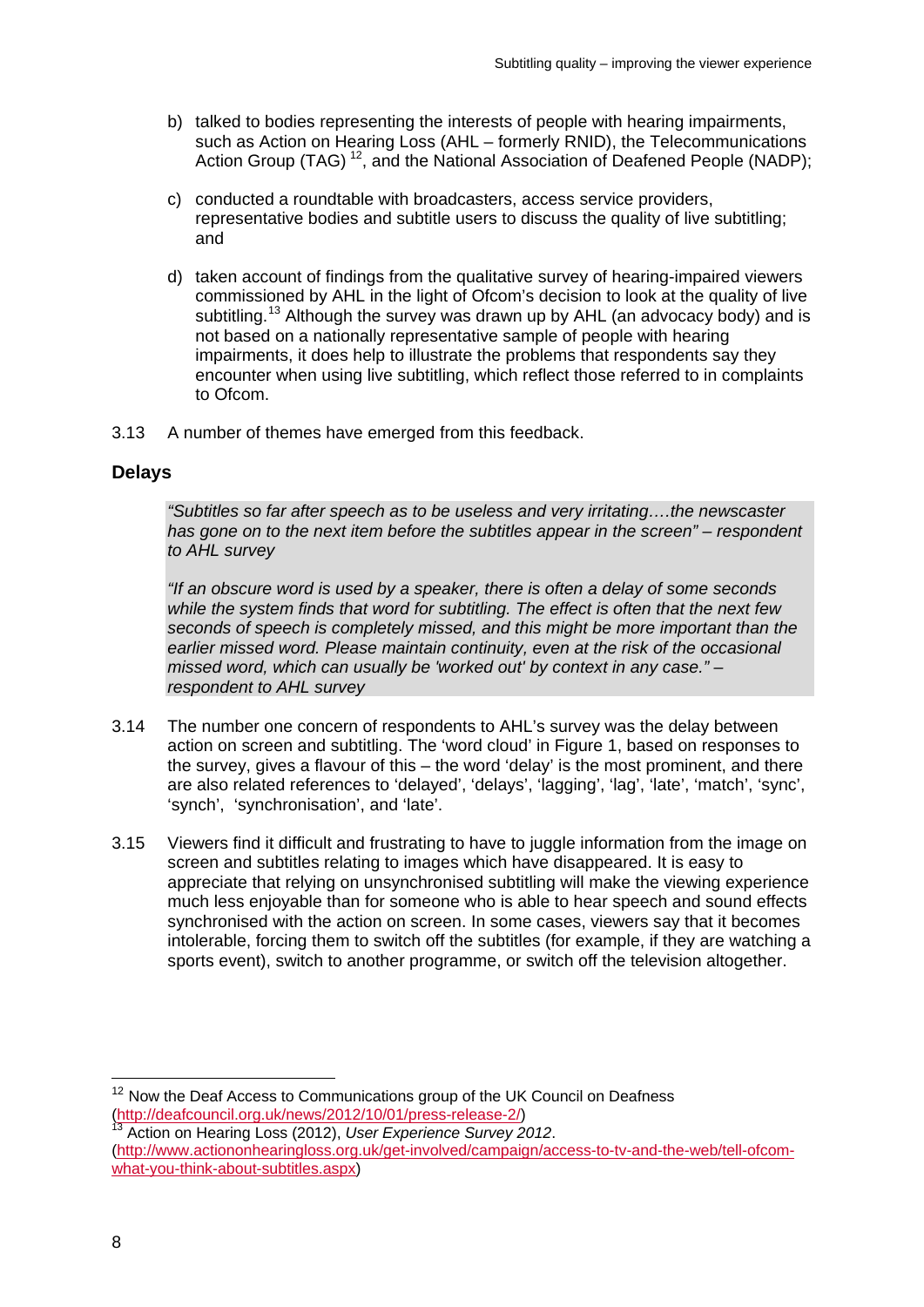b) talked to bodies representing the interests of people with hearing impairments, such as Action on Hearing Loss (AHL – formerly RNID), the Telecommunications Action Group (TAG) [12], and the National Association of Deafened People (NADP);

c) conducted a roundtable with broadcasters, access service providers, representative bodies and subtitle users to discuss the quality of live subtitling; and

d) taken account of findings from the qualitative survey of hearing-impaired viewers commissioned by AHL in the light of Ofcom's decision to look at the quality of live subtitling.[13] Although the survey was drawn up by AHL (an advocacy body) and is not based on a nationally representative sample of people with hearing impairments, it does help to illustrate the problems that respondents say they encounter when using live subtitling, which reflect those referred to in complaints to Ofcom.

3.13 A number of themes have emerged from this feedback.

## Delays

> *"Subtitles so far after speech as to be useless and very irritating….the newscaster has gone on to the next item before the subtitles appear in the screen" – respondent to AHL survey*
>
> *"If an obscure word is used by a speaker, there is often a delay of some seconds while the system finds that word for subtitling. The effect is often that the next few seconds of speech is completely missed, and this might be more important than the earlier missed word. Please maintain continuity, even at the risk of the occasional missed word, which can usually be 'worked out' by context in any case." – respondent to AHL survey*

3.14 The number one concern of respondents to AHL's survey was the delay between action on screen and subtitling. The 'word cloud' in Figure 1, based on responses to the survey, gives a flavour of this – the word 'delay' is the most prominent, and there are also related references to 'delayed', 'delays', 'lagging', 'lag', 'late', 'match', 'sync', 'synch', 'synchronisation', and 'late'.

3.15 Viewers find it difficult and frustrating to have to juggle information from the image on screen and subtitles relating to images which have disappeared. It is easy to appreciate that relying on unsynchronised subtitling will make the viewing experience much less enjoyable than for someone who is able to hear speech and sound effects synchronised with the action on screen. In some cases, viewers say that it becomes intolerable, forcing them to switch off the subtitles (for example, if they are watching a sports event), switch to another programme, or switch off the television altogether.

---

[12] Now the Deaf Access to Communications group of the UK Council on Deafness (http://deafcouncil.org.uk/news/2012/10/01/press-release-2/)

[13] Action on Hearing Loss (2012), *User Experience Survey 2012*. (http://www.actiononhearingloss.org.uk/get-involved/campaign/access-to-tv-and-the-web/tell-ofcom-what-you-think-about-subtitles.aspx)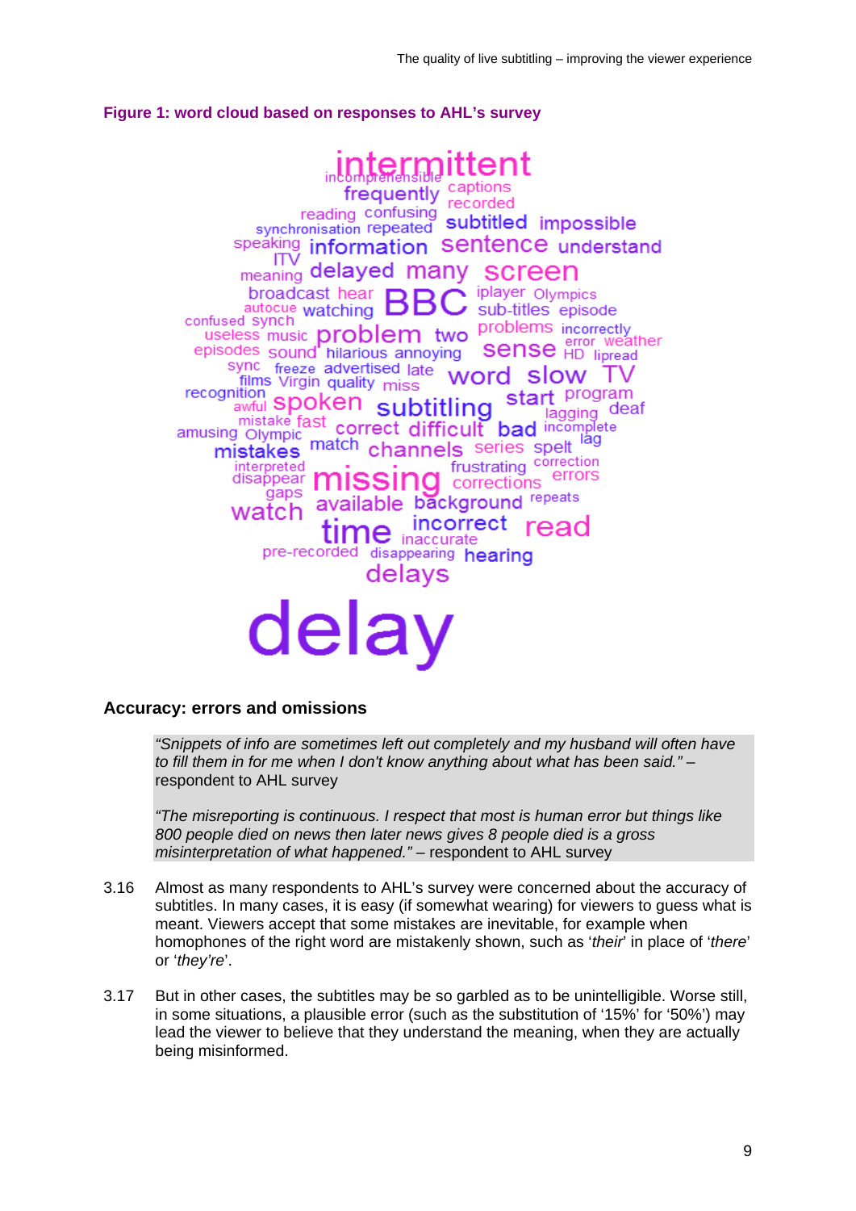**Figure 1: word cloud based on responses to AHL's survey**

intermittent incomprehensible captions frequently recorded reading confusing synchronisation repeated subtitled impossible speaking information sentence understand ITV meaning delayed many screen broadcast hear BBC iplayer Olympics autocue watching sub-titles episode confused synch useless music problem two problems incorrectly error weather episodes sound hilarious annoying sense HD lipread sync freeze advertised late word slow TV films Virgin quality miss recognition awful spoken subtitling start program lagging deaf mistake fast amusing Olympic correct difficult bad incomplete lag mistakes match channels series spelt interpreted disappear missing frustrating correction errors gaps corrections watch available background repeats time incorrect read inaccurate pre-recorded disappearing hearing delays delay

## Accuracy: errors and omissions

> *"Snippets of info are sometimes left out completely and my husband will often have to fill them in for me when I don't know anything about what has been said."* – respondent to AHL survey
>
> *"The misreporting is continuous. I respect that most is human error but things like 800 people died on news then later news gives 8 people died is a gross misinterpretation of what happened."* – respondent to AHL survey

3.16 Almost as many respondents to AHL's survey were concerned about the accuracy of subtitles. In many cases, it is easy (if somewhat wearing) for viewers to guess what is meant. Viewers accept that some mistakes are inevitable, for example when homophones of the right word are mistakenly shown, such as '*their*' in place of '*there*' or '*they're*'.

3.17 But in other cases, the subtitles may be so garbled as to be unintelligible. Worse still, in some situations, a plausible error (such as the substitution of '15%' for '50%') may lead the viewer to believe that they understand the meaning, when they are actually being misinformed.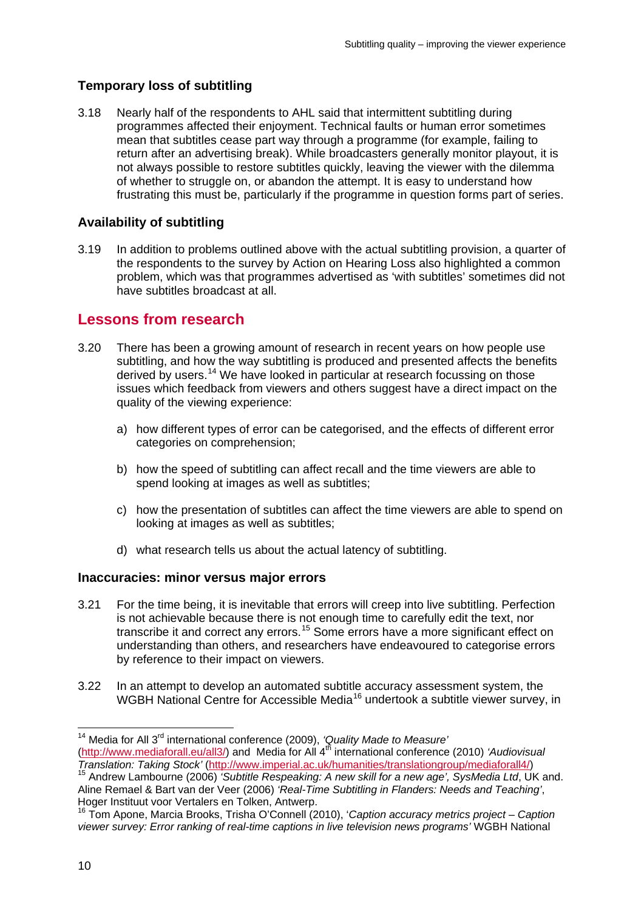### Temporary loss of subtitling

3.18 Nearly half of the respondents to AHL said that intermittent subtitling during programmes affected their enjoyment. Technical faults or human error sometimes mean that subtitles cease part way through a programme (for example, failing to return after an advertising break). While broadcasters generally monitor playout, it is not always possible to restore subtitles quickly, leaving the viewer with the dilemma of whether to struggle on, or abandon the attempt. It is easy to understand how frustrating this must be, particularly if the programme in question forms part of series.

### Availability of subtitling

3.19 In addition to problems outlined above with the actual subtitling provision, a quarter of the respondents to the survey by Action on Hearing Loss also highlighted a common problem, which was that programmes advertised as 'with subtitles' sometimes did not have subtitles broadcast at all.

## Lessons from research

3.20 There has been a growing amount of research in recent years on how people use subtitling, and how the way subtitling is produced and presented affects the benefits derived by users.[14] We have looked in particular at research focussing on those issues which feedback from viewers and others suggest have a direct impact on the quality of the viewing experience:

a) how different types of error can be categorised, and the effects of different error categories on comprehension;

b) how the speed of subtitling can affect recall and the time viewers are able to spend looking at images as well as subtitles;

c) how the presentation of subtitles can affect the time viewers are able to spend on looking at images as well as subtitles;

d) what research tells us about the actual latency of subtitling.

### Inaccuracies: minor versus major errors

3.21 For the time being, it is inevitable that errors will creep into live subtitling. Perfection is not achievable because there is not enough time to carefully edit the text, nor transcribe it and correct any errors.[15] Some errors have a more significant effect on understanding than others, and researchers have endeavoured to categorise errors by reference to their impact on viewers.

3.22 In an attempt to develop an automated subtitle accuracy assessment system, the WGBH National Centre for Accessible Media[16] undertook a subtitle viewer survey, in

---

[14] Media for All 3rd international conference (2009), *'Quality Made to Measure'* (http://www.mediaforall.eu/all3/) and Media for All 4th international conference (2010) *'Audiovisual Translation: Taking Stock'* (http://www.imperial.ac.uk/humanities/translationgroup/mediaforall4/)

[15] Andrew Lambourne (2006) *'Subtitle Respeaking: A new skill for a new age', SysMedia Ltd*, UK and. Aline Remael & Bart van der Veer (2006) *'Real-Time Subtitling in Flanders: Needs and Teaching'*, Hoger Instituut voor Vertalers en Tolken, Antwerp.

[16] Tom Apone, Marcia Brooks, Trisha O'Connell (2010), '*Caption accuracy metrics project – Caption viewer survey: Error ranking of real-time captions in live television news programs'* WGBH National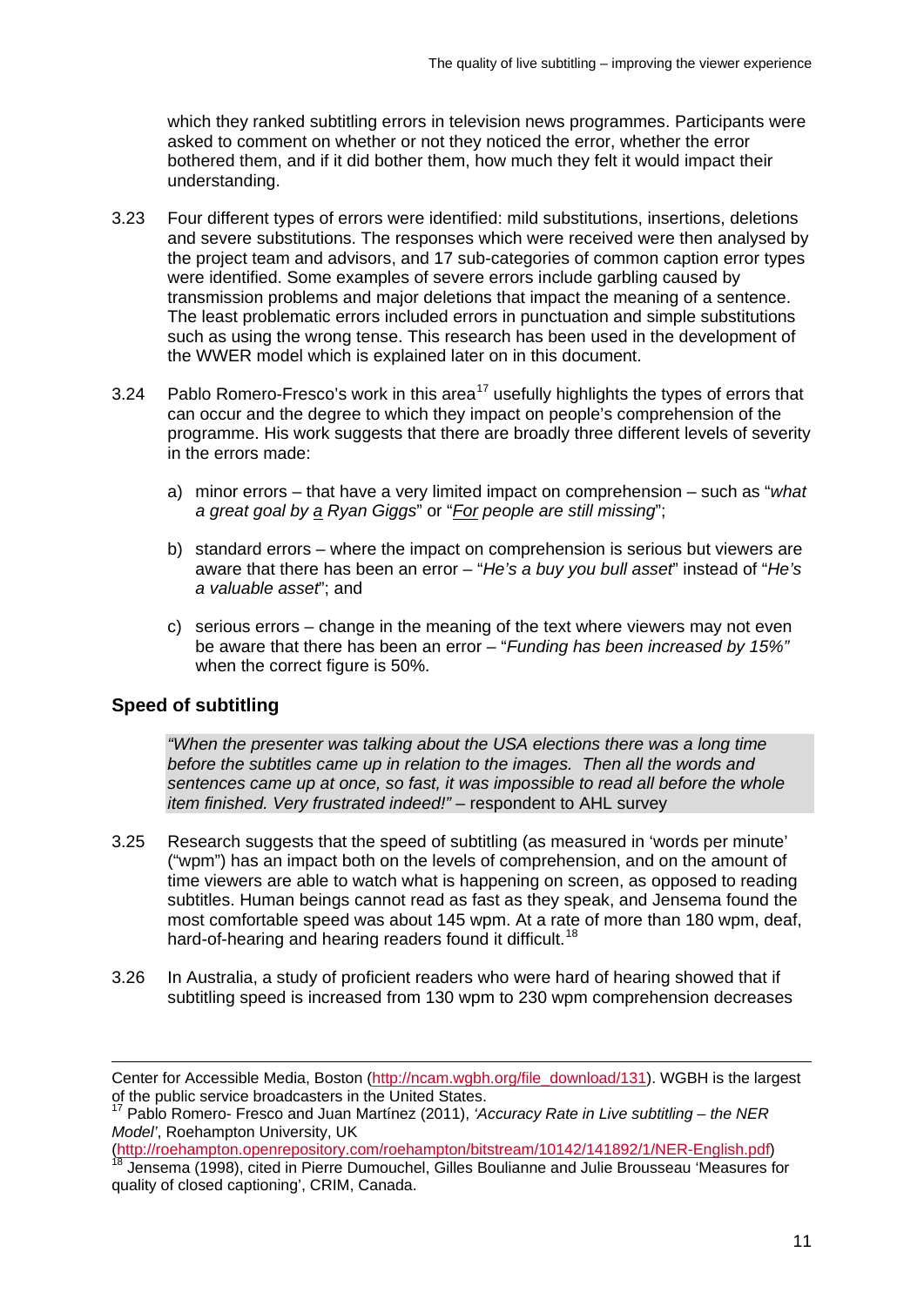which they ranked subtitling errors in television news programmes. Participants were asked to comment on whether or not they noticed the error, whether the error bothered them, and if it did bother them, how much they felt it would impact their understanding.

3.23 Four different types of errors were identified: mild substitutions, insertions, deletions and severe substitutions. The responses which were received were then analysed by the project team and advisors, and 17 sub-categories of common caption error types were identified. Some examples of severe errors include garbling caused by transmission problems and major deletions that impact the meaning of a sentence. The least problematic errors included errors in punctuation and simple substitutions such as using the wrong tense. This research has been used in the development of the WWER model which is explained later on in this document.

3.24 Pablo Romero-Fresco's work in this area[17] usefully highlights the types of errors that can occur and the degree to which they impact on people's comprehension of the programme. His work suggests that there are broadly three different levels of severity in the errors made:

a) minor errors – that have a very limited impact on comprehension – such as "*what a great goal by a Ryan Giggs*" or "*For people are still missing*";

b) standard errors – where the impact on comprehension is serious but viewers are aware that there has been an error – "*He's a buy you bull asset*" instead of "*He's a valuable asset*"; and

c) serious errors – change in the meaning of the text where viewers may not even be aware that there has been an error – "*Funding has been increased by 15%"* when the correct figure is 50%.

## Speed of subtitling

> *"When the presenter was talking about the USA elections there was a long time before the subtitles came up in relation to the images. Then all the words and sentences came up at once, so fast, it was impossible to read all before the whole item finished. Very frustrated indeed!"* – respondent to AHL survey

3.25 Research suggests that the speed of subtitling (as measured in 'words per minute' ("wpm") has an impact both on the levels of comprehension, and on the amount of time viewers are able to watch what is happening on screen, as opposed to reading subtitles. Human beings cannot read as fast as they speak, and Jensema found the most comfortable speed was about 145 wpm. At a rate of more than 180 wpm, deaf, hard-of-hearing and hearing readers found it difficult.[18]

3.26 In Australia, a study of proficient readers who were hard of hearing showed that if subtitling speed is increased from 130 wpm to 230 wpm comprehension decreases

---

Center for Accessible Media, Boston (http://ncam.wgbh.org/file_download/131). WGBH is the largest of the public service broadcasters in the United States.

[17] Pablo Romero- Fresco and Juan Martínez (2011), *'Accuracy Rate in Live subtitling – the NER Model'*, Roehampton University, UK (http://roehampton.openrepository.com/roehampton/bitstream/10142/141892/1/NER-English.pdf)

[18] Jensema (1998), cited in Pierre Dumouchel, Gilles Boulianne and Julie Brousseau 'Measures for quality of closed captioning', CRIM, Canada.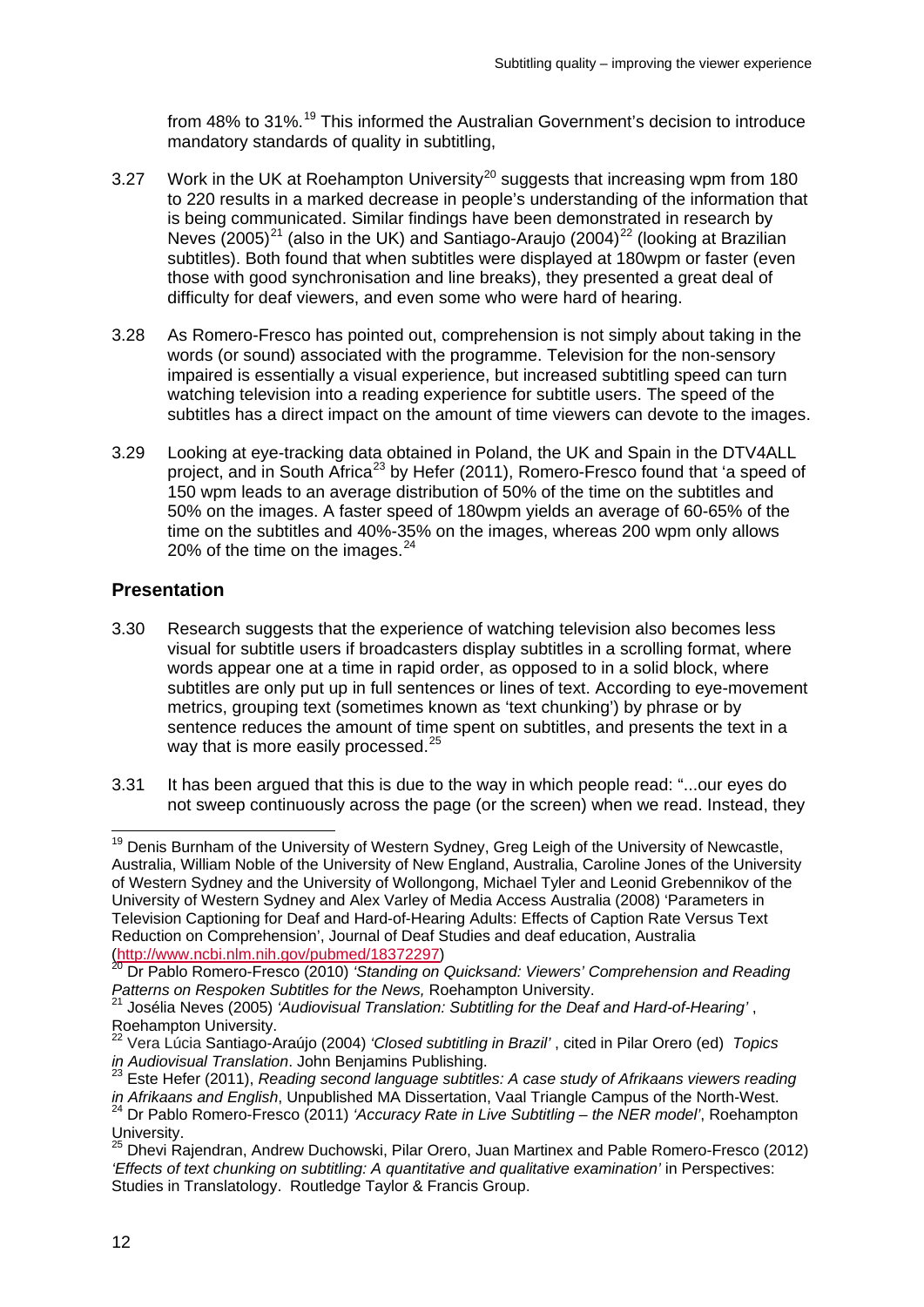from 48% to 31%.[19] This informed the Australian Government's decision to introduce mandatory standards of quality in subtitling,

3.27 Work in the UK at Roehampton University[20] suggests that increasing wpm from 180 to 220 results in a marked decrease in people's understanding of the information that is being communicated. Similar findings have been demonstrated in research by Neves (2005)[21] (also in the UK) and Santiago-Araujo (2004)[22] (looking at Brazilian subtitles). Both found that when subtitles were displayed at 180wpm or faster (even those with good synchronisation and line breaks), they presented a great deal of difficulty for deaf viewers, and even some who were hard of hearing.

3.28 As Romero-Fresco has pointed out, comprehension is not simply about taking in the words (or sound) associated with the programme. Television for the non-sensory impaired is essentially a visual experience, but increased subtitling speed can turn watching television into a reading experience for subtitle users. The speed of the subtitles has a direct impact on the amount of time viewers can devote to the images.

3.29 Looking at eye-tracking data obtained in Poland, the UK and Spain in the DTV4ALL project, and in South Africa[23] by Hefer (2011), Romero-Fresco found that 'a speed of 150 wpm leads to an average distribution of 50% of the time on the subtitles and 50% on the images. A faster speed of 180wpm yields an average of 60-65% of the time on the subtitles and 40%-35% on the images, whereas 200 wpm only allows 20% of the time on the images.[24]

## Presentation

3.30 Research suggests that the experience of watching television also becomes less visual for subtitle users if broadcasters display subtitles in a scrolling format, where words appear one at a time in rapid order, as opposed to in a solid block, where subtitles are only put up in full sentences or lines of text. According to eye-movement metrics, grouping text (sometimes known as 'text chunking') by phrase or by sentence reduces the amount of time spent on subtitles, and presents the text in a way that is more easily processed.[25]

3.31 It has been argued that this is due to the way in which people read: "...our eyes do not sweep continuously across the page (or the screen) when we read. Instead, they

---

[19] Denis Burnham of the University of Western Sydney, Greg Leigh of the University of Newcastle, Australia, William Noble of the University of New England, Australia, Caroline Jones of the University of Western Sydney and the University of Wollongong, Michael Tyler and Leonid Grebennikov of the University of Western Sydney and Alex Varley of Media Access Australia (2008) 'Parameters in Television Captioning for Deaf and Hard-of-Hearing Adults: Effects of Caption Rate Versus Text Reduction on Comprehension', Journal of Deaf Studies and deaf education, Australia (http://www.ncbi.nlm.nih.gov/pubmed/18372297)

[20] Dr Pablo Romero-Fresco (2010) *'Standing on Quicksand: Viewers' Comprehension and Reading Patterns on Respoken Subtitles for the News,* Roehampton University.

[21] Josélia Neves (2005) *'Audiovisual Translation: Subtitling for the Deaf and Hard-of-Hearing'* , Roehampton University.

[22] Vera Lúcia Santiago-Araújo (2004) *'Closed subtitling in Brazil'* , cited in Pilar Orero (ed) *Topics in Audiovisual Translation*. John Benjamins Publishing.

[23] Este Hefer (2011), *Reading second language subtitles: A case study of Afrikaans viewers reading in Afrikaans and English*, Unpublished MA Dissertation, Vaal Triangle Campus of the North-West.

[24] Dr Pablo Romero-Fresco (2011) *'Accuracy Rate in Live Subtitling – the NER model'*, Roehampton University.

[25] Dhevi Rajendran, Andrew Duchowski, Pilar Orero, Juan Martinex and Pable Romero-Fresco (2012) *'Effects of text chunking on subtitling: A quantitative and qualitative examination'* in Perspectives: Studies in Translatology. Routledge Taylor & Francis Group.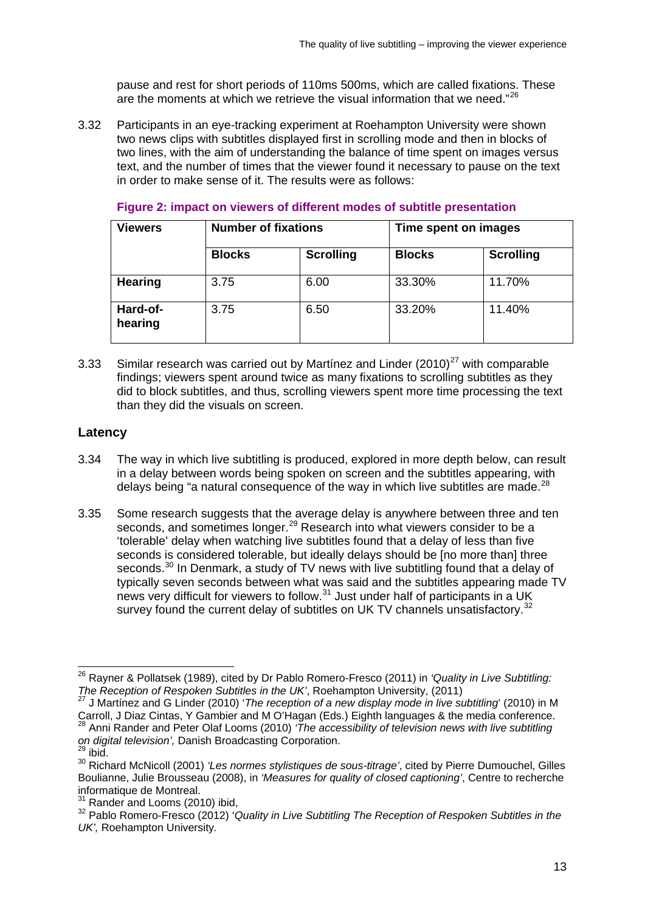pause and rest for short periods of 110ms 500ms, which are called fixations. These are the moments at which we retrieve the visual information that we need."[26]

3.32 Participants in an eye-tracking experiment at Roehampton University were shown two news clips with subtitles displayed first in scrolling mode and then in blocks of two lines, with the aim of understanding the balance of time spent on images versus text, and the number of times that the viewer found it necessary to pause on the text in order to make sense of it. The results were as follows:

**Figure 2: impact on viewers of different modes of subtitle presentation**

| Viewers | Number of fixations | | Time spent on images | |
|---|---|---|---|---|
| | **Blocks** | **Scrolling** | **Blocks** | **Scrolling** |
| **Hearing** | 3.75 | 6.00 | 33.30% | 11.70% |
| **Hard-of-hearing** | 3.75 | 6.50 | 33.20% | 11.40% |

3.33 Similar research was carried out by Martínez and Linder (2010)[27] with comparable findings; viewers spent around twice as many fixations to scrolling subtitles as they did to block subtitles, and thus, scrolling viewers spent more time processing the text than they did the visuals on screen.

## Latency

3.34 The way in which live subtitling is produced, explored in more depth below, can result in a delay between words being spoken on screen and the subtitles appearing, with delays being "a natural consequence of the way in which live subtitles are made.[28]

3.35 Some research suggests that the average delay is anywhere between three and ten seconds, and sometimes longer.[29] Research into what viewers consider to be a 'tolerable' delay when watching live subtitles found that a delay of less than five seconds is considered tolerable, but ideally delays should be [no more than] three seconds.[30] In Denmark, a study of TV news with live subtitling found that a delay of typically seven seconds between what was said and the subtitles appearing made TV news very difficult for viewers to follow.[31] Just under half of participants in a UK survey found the current delay of subtitles on UK TV channels unsatisfactory.[32]

---

[26] Rayner & Pollatsek (1989), cited by Dr Pablo Romero-Fresco (2011) in *'Quality in Live Subtitling: The Reception of Respoken Subtitles in the UK'*, Roehampton University, (2011)

[27] J Martínez and G Linder (2010) '*The reception of a new display mode in live subtitling*' (2010) in M Carroll, J Diaz Cintas, Y Gambier and M O'Hagan (Eds.) Eighth languages & the media conference.

[28] Anni Rander and Peter Olaf Looms (2010) *'The accessibility of television news with live subtitling on digital television',* Danish Broadcasting Corporation.

[29] ibid.

[30] Richard McNicoll (2001) *'Les normes stylistiques de sous-titrage'*, cited by Pierre Dumouchel, Gilles Boulianne, Julie Brousseau (2008), in *'Measures for quality of closed captioning'*, Centre to recherche informatique de Montreal.

[31] Rander and Looms (2010) ibid,

[32] Pablo Romero-Fresco (2012) '*Quality in Live Subtitling The Reception of Respoken Subtitles in the UK',* Roehampton University.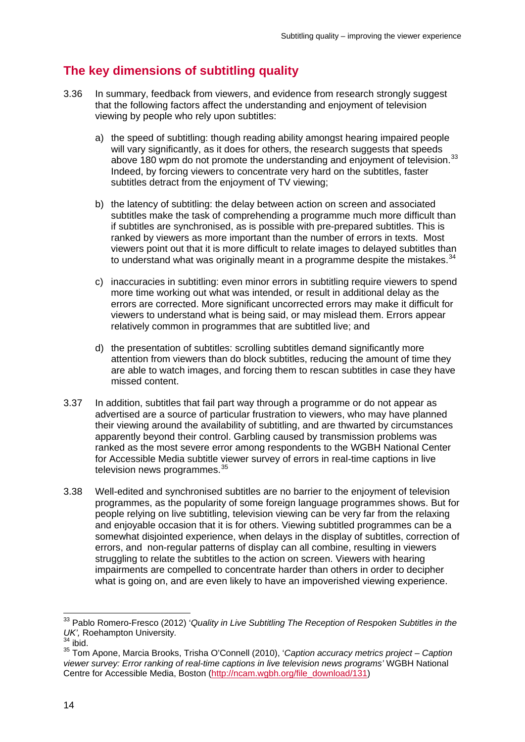## The key dimensions of subtitling quality

3.36 In summary, feedback from viewers, and evidence from research strongly suggest that the following factors affect the understanding and enjoyment of television viewing by people who rely upon subtitles:

a) the speed of subtitling: though reading ability amongst hearing impaired people will vary significantly, as it does for others, the research suggests that speeds above 180 wpm do not promote the understanding and enjoyment of television.[33] Indeed, by forcing viewers to concentrate very hard on the subtitles, faster subtitles detract from the enjoyment of TV viewing;

b) the latency of subtitling: the delay between action on screen and associated subtitles make the task of comprehending a programme much more difficult than if subtitles are synchronised, as is possible with pre-prepared subtitles. This is ranked by viewers as more important than the number of errors in texts. Most viewers point out that it is more difficult to relate images to delayed subtitles than to understand what was originally meant in a programme despite the mistakes.[34]

c) inaccuracies in subtitling: even minor errors in subtitling require viewers to spend more time working out what was intended, or result in additional delay as the errors are corrected. More significant uncorrected errors may make it difficult for viewers to understand what is being said, or may mislead them. Errors appear relatively common in programmes that are subtitled live; and

d) the presentation of subtitles: scrolling subtitles demand significantly more attention from viewers than do block subtitles, reducing the amount of time they are able to watch images, and forcing them to rescan subtitles in case they have missed content.

3.37 In addition, subtitles that fail part way through a programme or do not appear as advertised are a source of particular frustration to viewers, who may have planned their viewing around the availability of subtitling, and are thwarted by circumstances apparently beyond their control. Garbling caused by transmission problems was ranked as the most severe error among respondents to the WGBH National Center for Accessible Media subtitle viewer survey of errors in real-time captions in live television news programmes.[35]

3.38 Well-edited and synchronised subtitles are no barrier to the enjoyment of television programmes, as the popularity of some foreign language programmes shows. But for people relying on live subtitling, television viewing can be very far from the relaxing and enjoyable occasion that it is for others. Viewing subtitled programmes can be a somewhat disjointed experience, when delays in the display of subtitles, correction of errors, and non-regular patterns of display can all combine, resulting in viewers struggling to relate the subtitles to the action on screen. Viewers with hearing impairments are compelled to concentrate harder than others in order to decipher what is going on, and are even likely to have an impoverished viewing experience.

---

[33] Pablo Romero-Fresco (2012) '*Quality in Live Subtitling The Reception of Respoken Subtitles in the UK',* Roehampton University.

[34] ibid.

[35] Tom Apone, Marcia Brooks, Trisha O'Connell (2010), '*Caption accuracy metrics project – Caption viewer survey: Error ranking of real-time captions in live television news programs'* WGBH National Centre for Accessible Media, Boston (http://ncam.wgbh.org/file_download/131)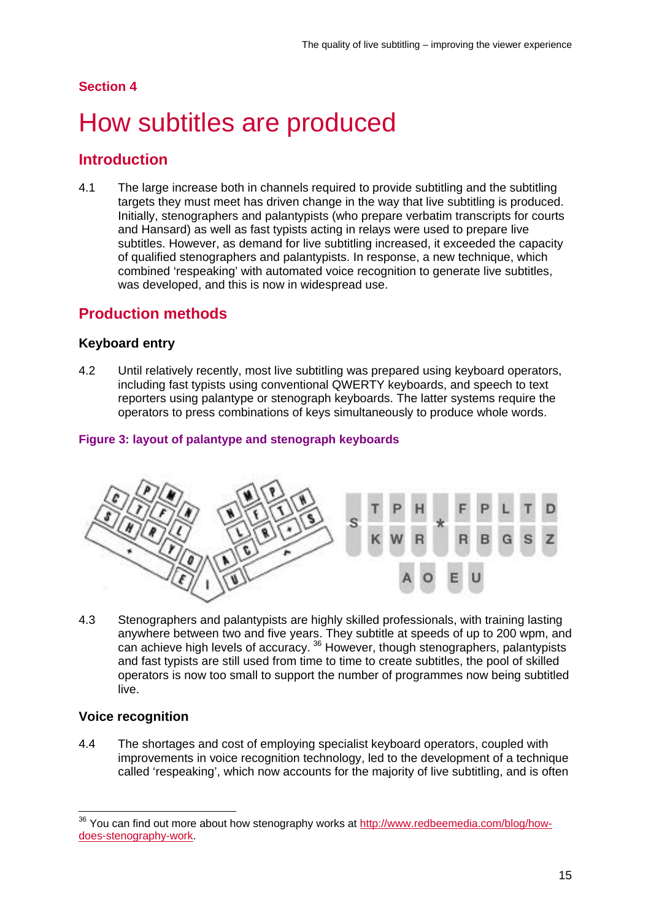Section 4

# How subtitles are produced

## Introduction

4.1 The large increase both in channels required to provide subtitling and the subtitling targets they must meet has driven change in the way that live subtitling is produced. Initially, stenographers and palantypists (who prepare verbatim transcripts for courts and Hansard) as well as fast typists acting in relays were used to prepare live subtitles. However, as demand for live subtitling increased, it exceeded the capacity of qualified stenographers and palantypists. In response, a new technique, which combined 'respeaking' with automated voice recognition to generate live subtitles, was developed, and this is now in widespread use.

## Production methods

### Keyboard entry

4.2 Until relatively recently, most live subtitling was prepared using keyboard operators, including fast typists using conventional QWERTY keyboards, and speech to text reporters using palantype or stenograph keyboards. The latter systems require the operators to press combinations of keys simultaneously to produce whole words.

**Figure 3: layout of palantype and stenograph keyboards**

4.3 Stenographers and palantypists are highly skilled professionals, with training lasting anywhere between two and five years. They subtitle at speeds of up to 200 wpm, and can achieve high levels of accuracy.[36] However, though stenographers, palantypists and fast typists are still used from time to time to create subtitles, the pool of skilled operators is now too small to support the number of programmes now being subtitled live.

### Voice recognition

4.4 The shortages and cost of employing specialist keyboard operators, coupled with improvements in voice recognition technology, led to the development of a technique called 'respeaking', which now accounts for the majority of live subtitling, and is often

[36] You can find out more about how stenography works at http://www.redbeemedia.com/blog/how-does-stenography-work.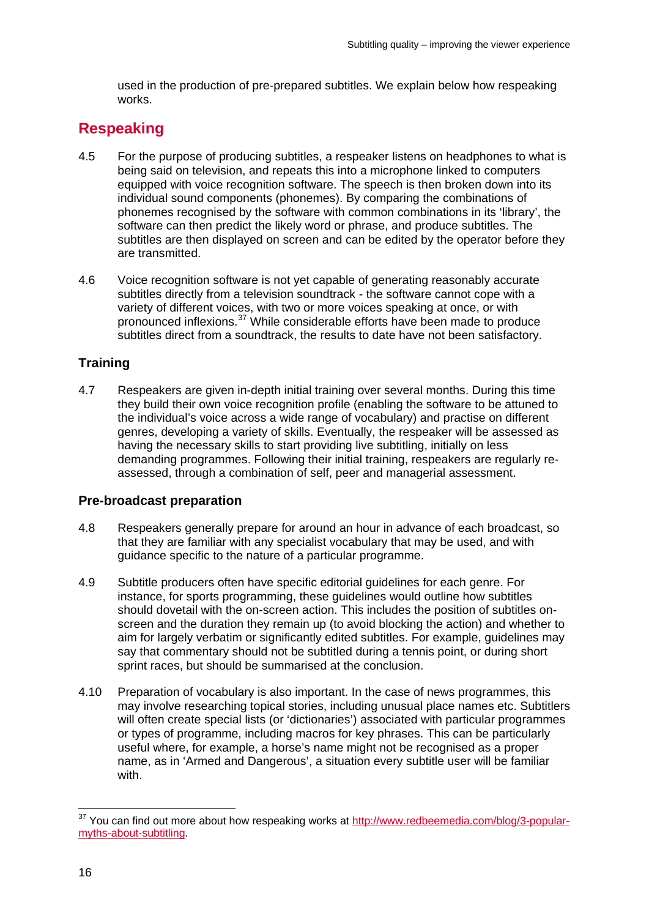used in the production of pre-prepared subtitles. We explain below how respeaking works.

## Respeaking

4.5 For the purpose of producing subtitles, a respeaker listens on headphones to what is being said on television, and repeats this into a microphone linked to computers equipped with voice recognition software. The speech is then broken down into its individual sound components (phonemes). By comparing the combinations of phonemes recognised by the software with common combinations in its 'library', the software can then predict the likely word or phrase, and produce subtitles. The subtitles are then displayed on screen and can be edited by the operator before they are transmitted.

4.6 Voice recognition software is not yet capable of generating reasonably accurate subtitles directly from a television soundtrack - the software cannot cope with a variety of different voices, with two or more voices speaking at once, or with pronounced inflexions.[37] While considerable efforts have been made to produce subtitles direct from a soundtrack, the results to date have not been satisfactory.

### Training

4.7 Respeakers are given in-depth initial training over several months. During this time they build their own voice recognition profile (enabling the software to be attuned to the individual's voice across a wide range of vocabulary) and practise on different genres, developing a variety of skills. Eventually, the respeaker will be assessed as having the necessary skills to start providing live subtitling, initially on less demanding programmes. Following their initial training, respeakers are regularly re-assessed, through a combination of self, peer and managerial assessment.

### Pre-broadcast preparation

4.8 Respeakers generally prepare for around an hour in advance of each broadcast, so that they are familiar with any specialist vocabulary that may be used, and with guidance specific to the nature of a particular programme.

4.9 Subtitle producers often have specific editorial guidelines for each genre. For instance, for sports programming, these guidelines would outline how subtitles should dovetail with the on-screen action. This includes the position of subtitles on-screen and the duration they remain up (to avoid blocking the action) and whether to aim for largely verbatim or significantly edited subtitles. For example, guidelines may say that commentary should not be subtitled during a tennis point, or during short sprint races, but should be summarised at the conclusion.

4.10 Preparation of vocabulary is also important. In the case of news programmes, this may involve researching topical stories, including unusual place names etc. Subtitlers will often create special lists (or 'dictionaries') associated with particular programmes or types of programme, including macros for key phrases. This can be particularly useful where, for example, a horse's name might not be recognised as a proper name, as in 'Armed and Dangerous', a situation every subtitle user will be familiar with.

---

[37] You can find out more about how respeaking works at http://www.redbeemedia.com/blog/3-popular-myths-about-subtitling.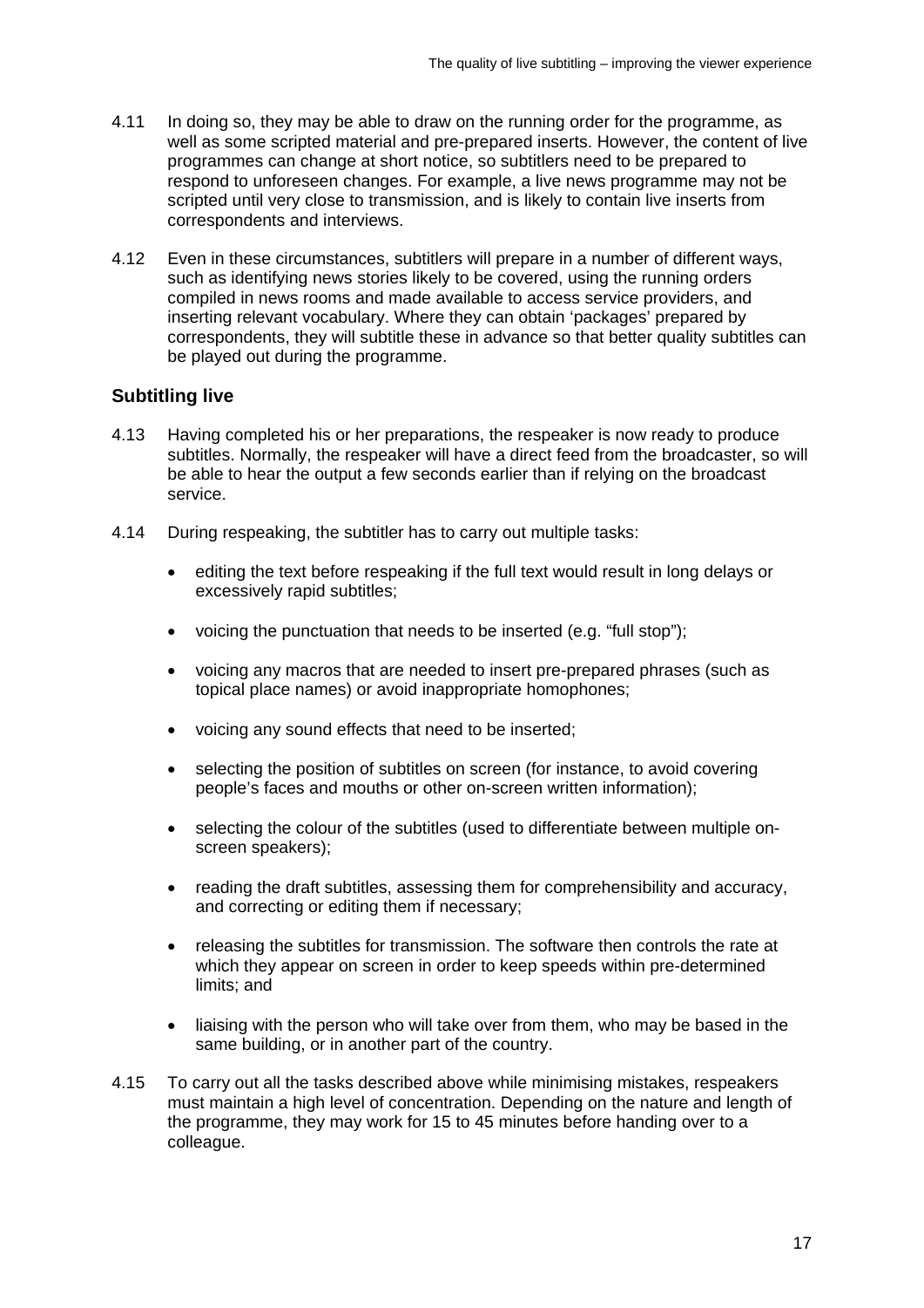4.11 In doing so, they may be able to draw on the running order for the programme, as well as some scripted material and pre-prepared inserts. However, the content of live programmes can change at short notice, so subtitlers need to be prepared to respond to unforeseen changes. For example, a live news programme may not be scripted until very close to transmission, and is likely to contain live inserts from correspondents and interviews.

4.12 Even in these circumstances, subtitlers will prepare in a number of different ways, such as identifying news stories likely to be covered, using the running orders compiled in news rooms and made available to access service providers, and inserting relevant vocabulary. Where they can obtain 'packages' prepared by correspondents, they will subtitle these in advance so that better quality subtitles can be played out during the programme.

### Subtitling live

4.13 Having completed his or her preparations, the respeaker is now ready to produce subtitles. Normally, the respeaker will have a direct feed from the broadcaster, so will be able to hear the output a few seconds earlier than if relying on the broadcast service.

4.14 During respeaking, the subtitler has to carry out multiple tasks:

- editing the text before respeaking if the full text would result in long delays or excessively rapid subtitles;
- voicing the punctuation that needs to be inserted (e.g. "full stop");
- voicing any macros that are needed to insert pre-prepared phrases (such as topical place names) or avoid inappropriate homophones;
- voicing any sound effects that need to be inserted;
- selecting the position of subtitles on screen (for instance, to avoid covering people's faces and mouths or other on-screen written information);
- selecting the colour of the subtitles (used to differentiate between multiple on-screen speakers);
- reading the draft subtitles, assessing them for comprehensibility and accuracy, and correcting or editing them if necessary;
- releasing the subtitles for transmission. The software then controls the rate at which they appear on screen in order to keep speeds within pre-determined limits; and
- liaising with the person who will take over from them, who may be based in the same building, or in another part of the country.

4.15 To carry out all the tasks described above while minimising mistakes, respeakers must maintain a high level of concentration. Depending on the nature and length of the programme, they may work for 15 to 45 minutes before handing over to a colleague.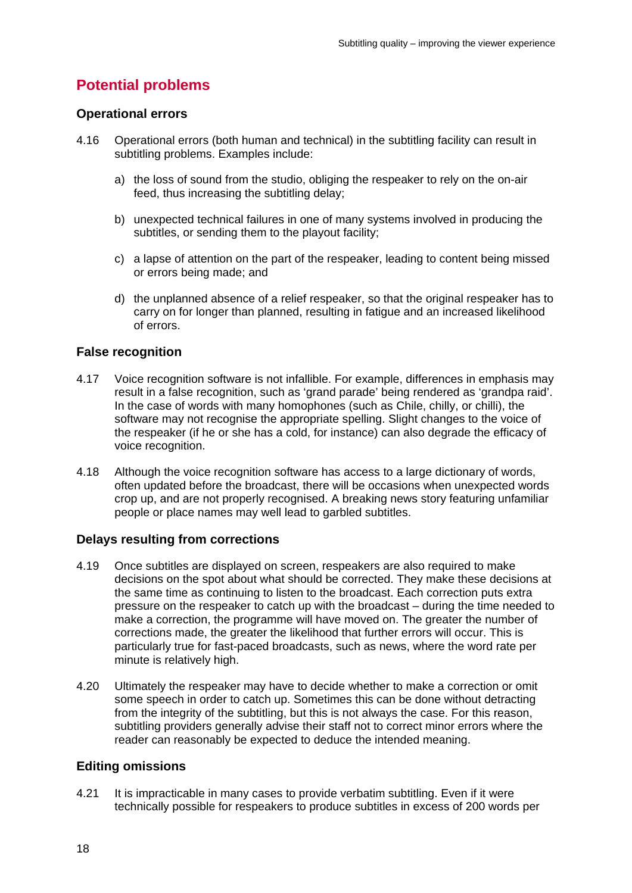## Potential problems

### Operational errors

4.16 Operational errors (both human and technical) in the subtitling facility can result in subtitling problems. Examples include:

a) the loss of sound from the studio, obliging the respeaker to rely on the on-air feed, thus increasing the subtitling delay;

b) unexpected technical failures in one of many systems involved in producing the subtitles, or sending them to the playout facility;

c) a lapse of attention on the part of the respeaker, leading to content being missed or errors being made; and

d) the unplanned absence of a relief respeaker, so that the original respeaker has to carry on for longer than planned, resulting in fatigue and an increased likelihood of errors.

### False recognition

4.17 Voice recognition software is not infallible. For example, differences in emphasis may result in a false recognition, such as 'grand parade' being rendered as 'grandpa raid'. In the case of words with many homophones (such as Chile, chilly, or chilli), the software may not recognise the appropriate spelling. Slight changes to the voice of the respeaker (if he or she has a cold, for instance) can also degrade the efficacy of voice recognition.

4.18 Although the voice recognition software has access to a large dictionary of words, often updated before the broadcast, there will be occasions when unexpected words crop up, and are not properly recognised. A breaking news story featuring unfamiliar people or place names may well lead to garbled subtitles.

### Delays resulting from corrections

4.19 Once subtitles are displayed on screen, respeakers are also required to make decisions on the spot about what should be corrected. They make these decisions at the same time as continuing to listen to the broadcast. Each correction puts extra pressure on the respeaker to catch up with the broadcast – during the time needed to make a correction, the programme will have moved on. The greater the number of corrections made, the greater the likelihood that further errors will occur. This is particularly true for fast-paced broadcasts, such as news, where the word rate per minute is relatively high.

4.20 Ultimately the respeaker may have to decide whether to make a correction or omit some speech in order to catch up. Sometimes this can be done without detracting from the integrity of the subtitling, but this is not always the case. For this reason, subtitling providers generally advise their staff not to correct minor errors where the reader can reasonably be expected to deduce the intended meaning.

### Editing omissions

4.21 It is impracticable in many cases to provide verbatim subtitling. Even if it were technically possible for respeakers to produce subtitles in excess of 200 words per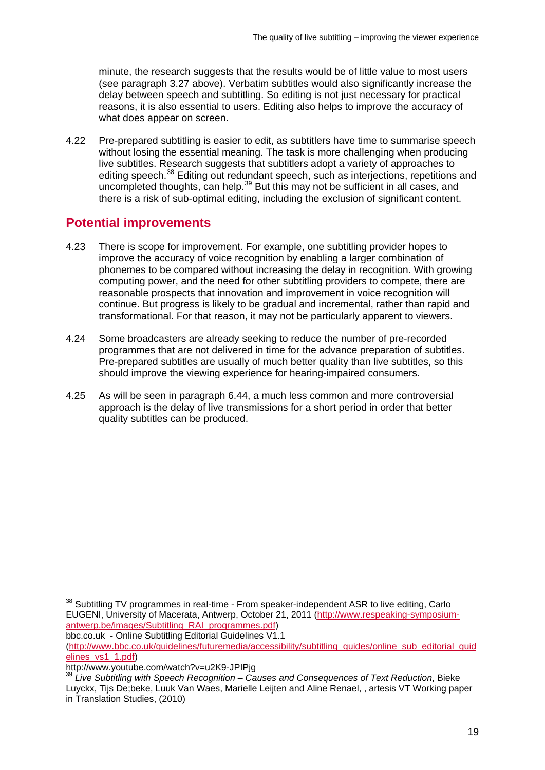minute, the research suggests that the results would be of little value to most users (see paragraph 3.27 above). Verbatim subtitles would also significantly increase the delay between speech and subtitling. So editing is not just necessary for practical reasons, it is also essential to users. Editing also helps to improve the accuracy of what does appear on screen.

4.22 Pre-prepared subtitling is easier to edit, as subtitlers have time to summarise speech without losing the essential meaning. The task is more challenging when producing live subtitles. Research suggests that subtitlers adopt a variety of approaches to editing speech.[38] Editing out redundant speech, such as interjections, repetitions and uncompleted thoughts, can help.[39] But this may not be sufficient in all cases, and there is a risk of sub-optimal editing, including the exclusion of significant content.

## Potential improvements

4.23 There is scope for improvement. For example, one subtitling provider hopes to improve the accuracy of voice recognition by enabling a larger combination of phonemes to be compared without increasing the delay in recognition. With growing computing power, and the need for other subtitling providers to compete, there are reasonable prospects that innovation and improvement in voice recognition will continue. But progress is likely to be gradual and incremental, rather than rapid and transformational. For that reason, it may not be particularly apparent to viewers.

4.24 Some broadcasters are already seeking to reduce the number of pre-recorded programmes that are not delivered in time for the advance preparation of subtitles. Pre-prepared subtitles are usually of much better quality than live subtitles, so this should improve the viewing experience for hearing-impaired consumers.

4.25 As will be seen in paragraph 6.44, a much less common and more controversial approach is the delay of live transmissions for a short period in order that better quality subtitles can be produced.

---

[38] Subtitling TV programmes in real-time - From speaker-independent ASR to live editing, Carlo EUGENI, University of Macerata, Antwerp, October 21, 2011 (http://www.respeaking-symposium-antwerp.be/images/Subtitling_RAI_programmes.pdf)
bbc.co.uk - Online Subtitling Editorial Guidelines V1.1
(http://www.bbc.co.uk/guidelines/futuremedia/accessibility/subtitling_guides/online_sub_editorial_guidelines_vs1_1.pdf)
http://www.youtube.com/watch?v=u2K9-JPIPjg

[39] *Live Subtitling with Speech Recognition – Causes and Consequences of Text Reduction*, Bieke Luyckx, Tijs De;beke, Luuk Van Waes, Marielle Leijten and Aline Renael, , artesis VT Working paper in Translation Studies, (2010)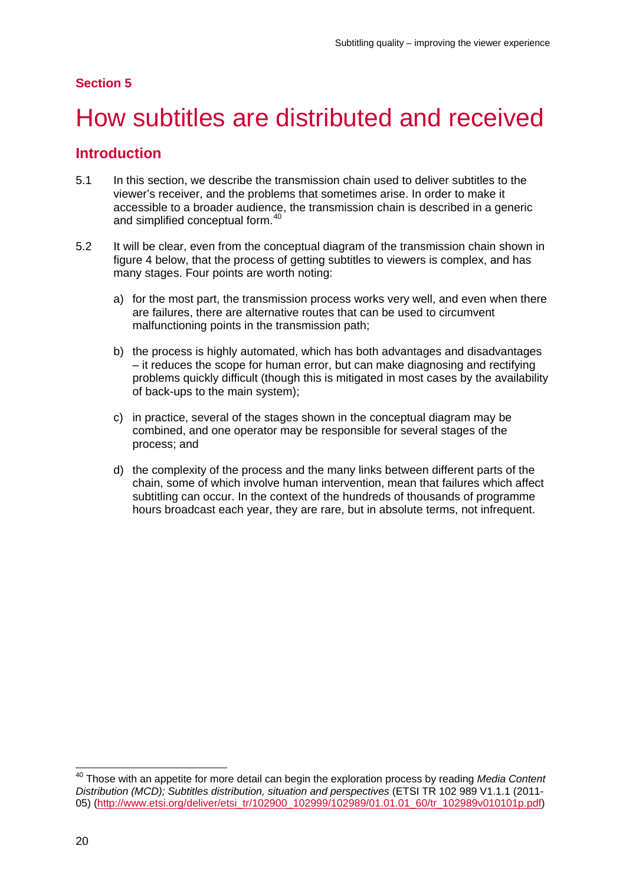**Section 5**

# How subtitles are distributed and received

## Introduction

5.1 In this section, we describe the transmission chain used to deliver subtitles to the viewer's receiver, and the problems that sometimes arise. In order to make it accessible to a broader audience, the transmission chain is described in a generic and simplified conceptual form.[40]

5.2 It will be clear, even from the conceptual diagram of the transmission chain shown in figure 4 below, that the process of getting subtitles to viewers is complex, and has many stages. Four points are worth noting:

a) for the most part, the transmission process works very well, and even when there are failures, there are alternative routes that can be used to circumvent malfunctioning points in the transmission path;

b) the process is highly automated, which has both advantages and disadvantages – it reduces the scope for human error, but can make diagnosing and rectifying problems quickly difficult (though this is mitigated in most cases by the availability of back-ups to the main system);

c) in practice, several of the stages shown in the conceptual diagram may be combined, and one operator may be responsible for several stages of the process; and

d) the complexity of the process and the many links between different parts of the chain, some of which involve human intervention, mean that failures which affect subtitling can occur. In the context of the hundreds of thousands of programme hours broadcast each year, they are rare, but in absolute terms, not infrequent.

---

[40] Those with an appetite for more detail can begin the exploration process by reading *Media Content Distribution (MCD); Subtitles distribution, situation and perspectives* (ETSI TR 102 989 V1.1.1 (2011-05) (http://www.etsi.org/deliver/etsi_tr/102900_102999/102989/01.01.01_60/tr_102989v010101p.pdf)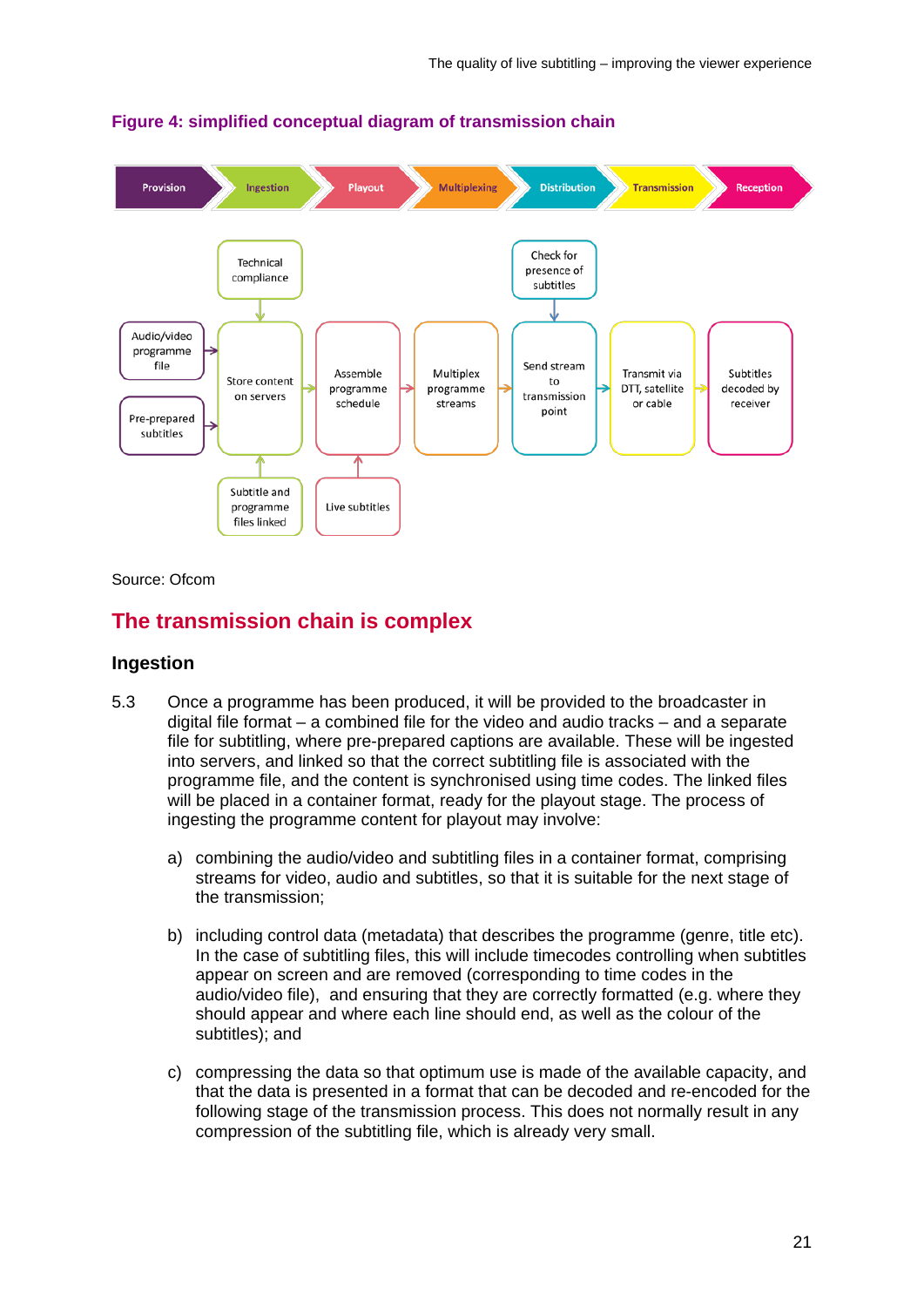**Figure 4: simplified conceptual diagram of transmission chain**

| Provision | Ingestion | Playout | Multiplexing | Distribution | Transmission | Reception |
|---|---|---|---|---|---|---|
| | Technical compliance | | | Check for presence of subtitles | | |
| Audio/video programme file; Pre-prepared subtitles | Store content on servers | Assemble programme schedule | Multiplex programme streams | Send stream to transmission point | Transmit via DTT, satellite or cable | Subtitles decoded by receiver |
| | Subtitle and programme files linked | Live subtitles | | | | |

Source: Ofcom

## The transmission chain is complex

### Ingestion

5.3 Once a programme has been produced, it will be provided to the broadcaster in digital file format – a combined file for the video and audio tracks – and a separate file for subtitling, where pre-prepared captions are available. These will be ingested into servers, and linked so that the correct subtitling file is associated with the programme file, and the content is synchronised using time codes. The linked files will be placed in a container format, ready for the playout stage. The process of ingesting the programme content for playout may involve:

a) combining the audio/video and subtitling files in a container format, comprising streams for video, audio and subtitles, so that it is suitable for the next stage of the transmission;

b) including control data (metadata) that describes the programme (genre, title etc). In the case of subtitling files, this will include timecodes controlling when subtitles appear on screen and are removed (corresponding to time codes in the audio/video file), and ensuring that they are correctly formatted (e.g. where they should appear and where each line should end, as well as the colour of the subtitles); and

c) compressing the data so that optimum use is made of the available capacity, and that the data is presented in a format that can be decoded and re-encoded for the following stage of the transmission process. This does not normally result in any compression of the subtitling file, which is already very small.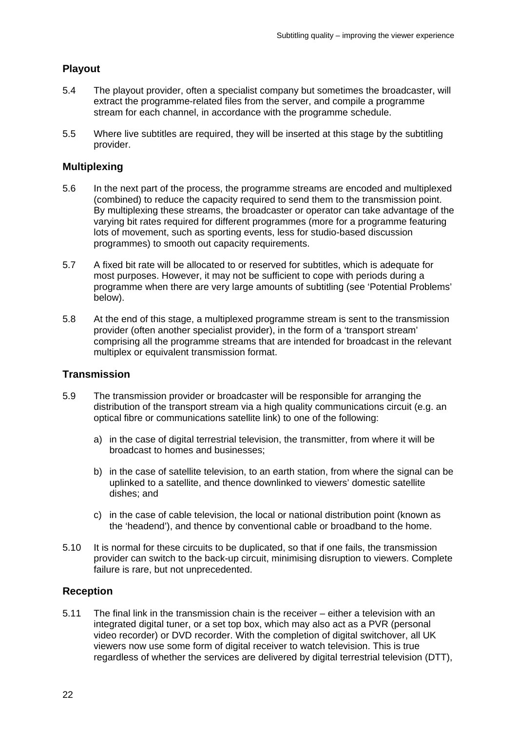### Playout

5.4 The playout provider, often a specialist company but sometimes the broadcaster, will extract the programme-related files from the server, and compile a programme stream for each channel, in accordance with the programme schedule.

5.5 Where live subtitles are required, they will be inserted at this stage by the subtitling provider.

### Multiplexing

5.6 In the next part of the process, the programme streams are encoded and multiplexed (combined) to reduce the capacity required to send them to the transmission point. By multiplexing these streams, the broadcaster or operator can take advantage of the varying bit rates required for different programmes (more for a programme featuring lots of movement, such as sporting events, less for studio-based discussion programmes) to smooth out capacity requirements.

5.7 A fixed bit rate will be allocated to or reserved for subtitles, which is adequate for most purposes. However, it may not be sufficient to cope with periods during a programme when there are very large amounts of subtitling (see 'Potential Problems' below).

5.8 At the end of this stage, a multiplexed programme stream is sent to the transmission provider (often another specialist provider), in the form of a 'transport stream' comprising all the programme streams that are intended for broadcast in the relevant multiplex or equivalent transmission format.

### Transmission

5.9 The transmission provider or broadcaster will be responsible for arranging the distribution of the transport stream via a high quality communications circuit (e.g. an optical fibre or communications satellite link) to one of the following:

a) in the case of digital terrestrial television, the transmitter, from where it will be broadcast to homes and businesses;

b) in the case of satellite television, to an earth station, from where the signal can be uplinked to a satellite, and thence downlinked to viewers' domestic satellite dishes; and

c) in the case of cable television, the local or national distribution point (known as the 'headend'), and thence by conventional cable or broadband to the home.

5.10 It is normal for these circuits to be duplicated, so that if one fails, the transmission provider can switch to the back-up circuit, minimising disruption to viewers. Complete failure is rare, but not unprecedented.

### Reception

5.11 The final link in the transmission chain is the receiver – either a television with an integrated digital tuner, or a set top box, which may also act as a PVR (personal video recorder) or DVD recorder. With the completion of digital switchover, all UK viewers now use some form of digital receiver to watch television. This is true regardless of whether the services are delivered by digital terrestrial television (DTT),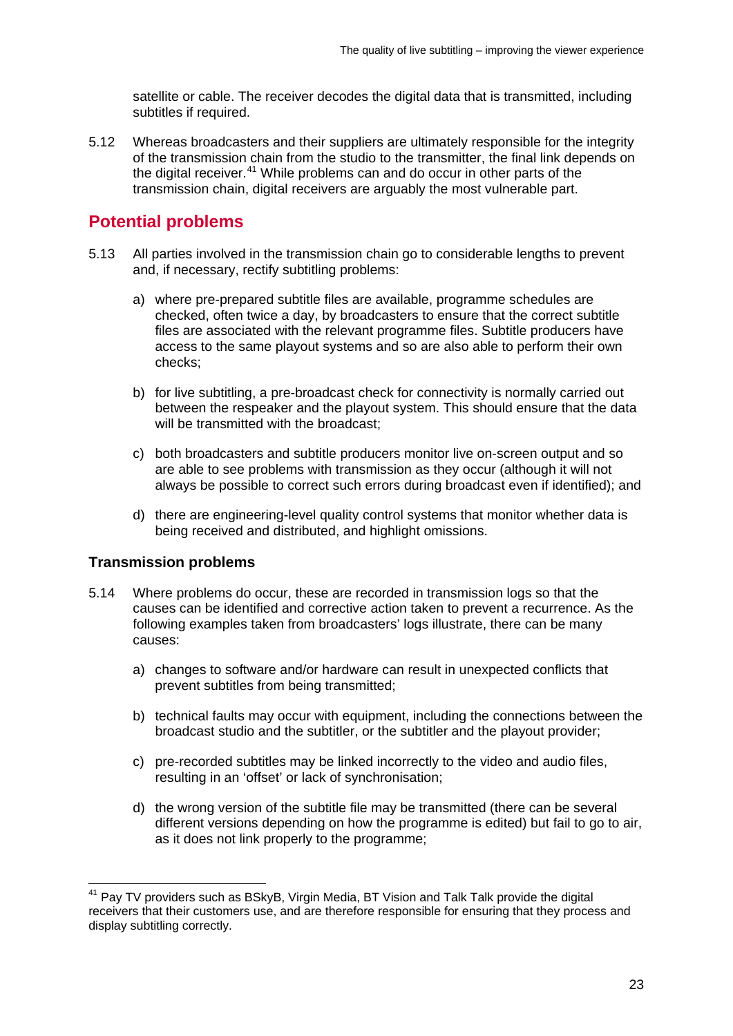satellite or cable. The receiver decodes the digital data that is transmitted, including subtitles if required.

5.12 Whereas broadcasters and their suppliers are ultimately responsible for the integrity of the transmission chain from the studio to the transmitter, the final link depends on the digital receiver.[41] While problems can and do occur in other parts of the transmission chain, digital receivers are arguably the most vulnerable part.

## Potential problems

5.13 All parties involved in the transmission chain go to considerable lengths to prevent and, if necessary, rectify subtitling problems:

a) where pre-prepared subtitle files are available, programme schedules are checked, often twice a day, by broadcasters to ensure that the correct subtitle files are associated with the relevant programme files. Subtitle producers have access to the same playout systems and so are also able to perform their own checks;

b) for live subtitling, a pre-broadcast check for connectivity is normally carried out between the respeaker and the playout system. This should ensure that the data will be transmitted with the broadcast;

c) both broadcasters and subtitle producers monitor live on-screen output and so are able to see problems with transmission as they occur (although it will not always be possible to correct such errors during broadcast even if identified); and

d) there are engineering-level quality control systems that monitor whether data is being received and distributed, and highlight omissions.

### Transmission problems

5.14 Where problems do occur, these are recorded in transmission logs so that the causes can be identified and corrective action taken to prevent a recurrence. As the following examples taken from broadcasters' logs illustrate, there can be many causes:

a) changes to software and/or hardware can result in unexpected conflicts that prevent subtitles from being transmitted;

b) technical faults may occur with equipment, including the connections between the broadcast studio and the subtitler, or the subtitler and the playout provider;

c) pre-recorded subtitles may be linked incorrectly to the video and audio files, resulting in an 'offset' or lack of synchronisation;

d) the wrong version of the subtitle file may be transmitted (there can be several different versions depending on how the programme is edited) but fail to go to air, as it does not link properly to the programme;

---

[41] Pay TV providers such as BSkyB, Virgin Media, BT Vision and Talk Talk provide the digital receivers that their customers use, and are therefore responsible for ensuring that they process and display subtitling correctly.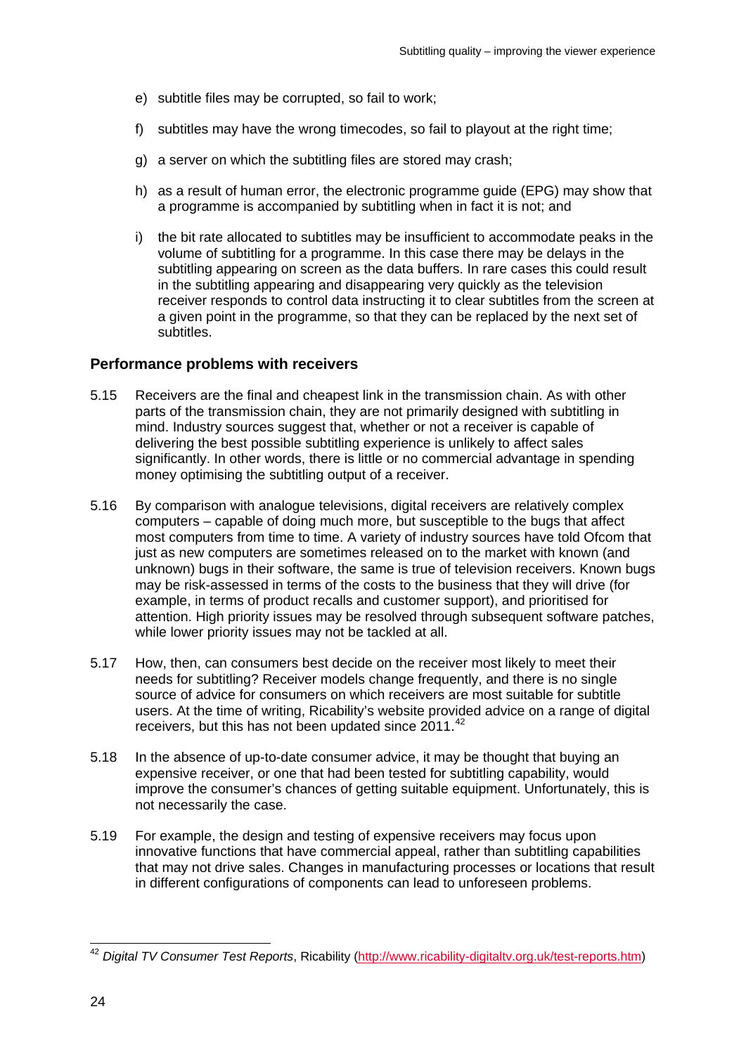e) subtitle files may be corrupted, so fail to work;

f) subtitles may have the wrong timecodes, so fail to playout at the right time;

g) a server on which the subtitling files are stored may crash;

h) as a result of human error, the electronic programme guide (EPG) may show that a programme is accompanied by subtitling when in fact it is not; and

i) the bit rate allocated to subtitles may be insufficient to accommodate peaks in the volume of subtitling for a programme. In this case there may be delays in the subtitling appearing on screen as the data buffers. In rare cases this could result in the subtitling appearing and disappearing very quickly as the television receiver responds to control data instructing it to clear subtitles from the screen at a given point in the programme, so that they can be replaced by the next set of subtitles.

### Performance problems with receivers

5.15 Receivers are the final and cheapest link in the transmission chain. As with other parts of the transmission chain, they are not primarily designed with subtitling in mind. Industry sources suggest that, whether or not a receiver is capable of delivering the best possible subtitling experience is unlikely to affect sales significantly. In other words, there is little or no commercial advantage in spending money optimising the subtitling output of a receiver.

5.16 By comparison with analogue televisions, digital receivers are relatively complex computers – capable of doing much more, but susceptible to the bugs that affect most computers from time to time. A variety of industry sources have told Ofcom that just as new computers are sometimes released on to the market with known (and unknown) bugs in their software, the same is true of television receivers. Known bugs may be risk-assessed in terms of the costs to the business that they will drive (for example, in terms of product recalls and customer support), and prioritised for attention. High priority issues may be resolved through subsequent software patches, while lower priority issues may not be tackled at all.

5.17 How, then, can consumers best decide on the receiver most likely to meet their needs for subtitling? Receiver models change frequently, and there is no single source of advice for consumers on which receivers are most suitable for subtitle users. At the time of writing, Ricability's website provided advice on a range of digital receivers, but this has not been updated since 2011.[42]

5.18 In the absence of up-to-date consumer advice, it may be thought that buying an expensive receiver, or one that had been tested for subtitling capability, would improve the consumer's chances of getting suitable equipment. Unfortunately, this is not necessarily the case.

5.19 For example, the design and testing of expensive receivers may focus upon innovative functions that have commercial appeal, rather than subtitling capabilities that may not drive sales. Changes in manufacturing processes or locations that result in different configurations of components can lead to unforeseen problems.

---

[42] *Digital TV Consumer Test Reports*, Ricability (http://www.ricability-digitaltv.org.uk/test-reports.htm)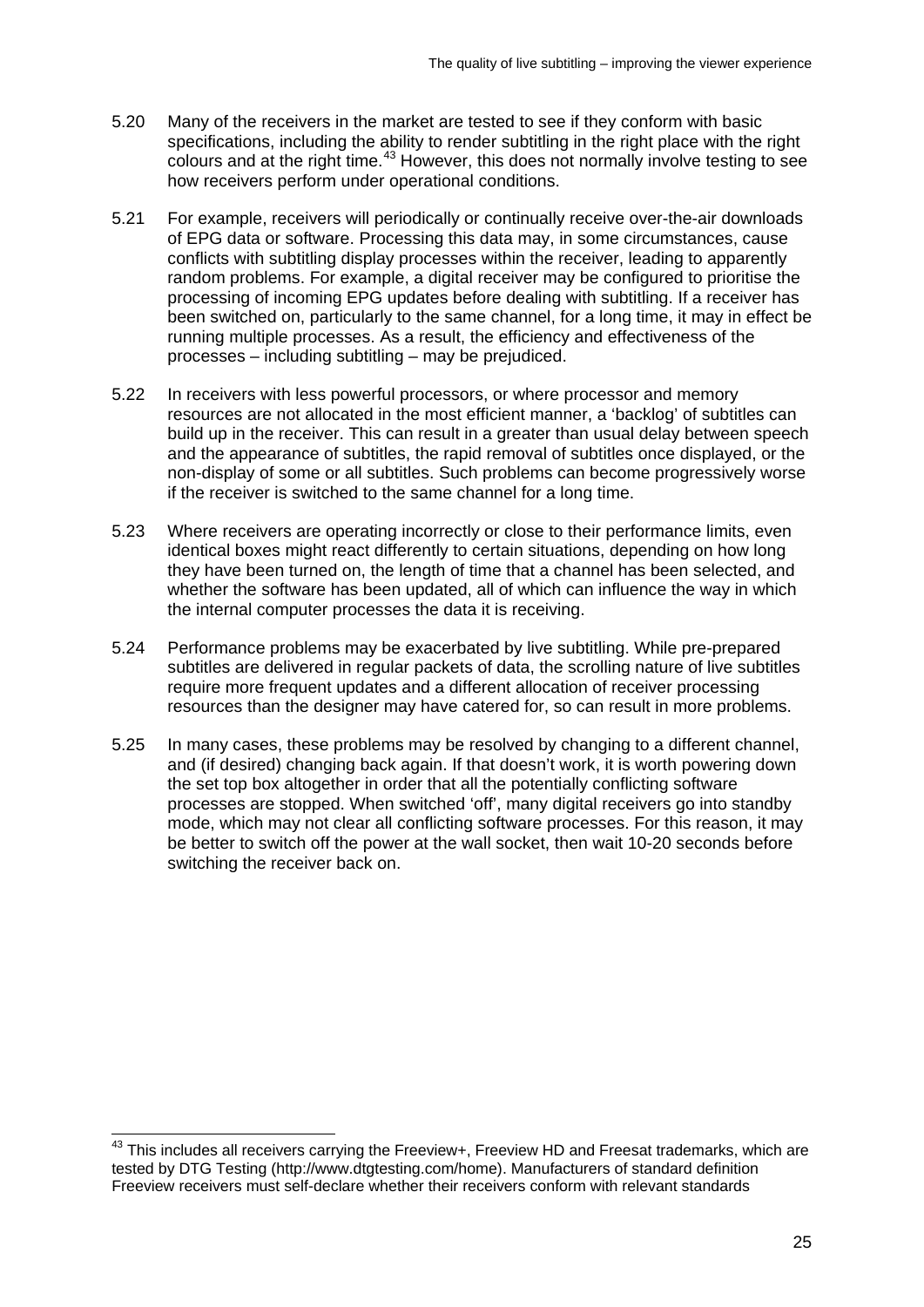5.20 Many of the receivers in the market are tested to see if they conform with basic specifications, including the ability to render subtitling in the right place with the right colours and at the right time.[43] However, this does not normally involve testing to see how receivers perform under operational conditions.

5.21 For example, receivers will periodically or continually receive over-the-air downloads of EPG data or software. Processing this data may, in some circumstances, cause conflicts with subtitling display processes within the receiver, leading to apparently random problems. For example, a digital receiver may be configured to prioritise the processing of incoming EPG updates before dealing with subtitling. If a receiver has been switched on, particularly to the same channel, for a long time, it may in effect be running multiple processes. As a result, the efficiency and effectiveness of the processes – including subtitling – may be prejudiced.

5.22 In receivers with less powerful processors, or where processor and memory resources are not allocated in the most efficient manner, a 'backlog' of subtitles can build up in the receiver. This can result in a greater than usual delay between speech and the appearance of subtitles, the rapid removal of subtitles once displayed, or the non-display of some or all subtitles. Such problems can become progressively worse if the receiver is switched to the same channel for a long time.

5.23 Where receivers are operating incorrectly or close to their performance limits, even identical boxes might react differently to certain situations, depending on how long they have been turned on, the length of time that a channel has been selected, and whether the software has been updated, all of which can influence the way in which the internal computer processes the data it is receiving.

5.24 Performance problems may be exacerbated by live subtitling. While pre-prepared subtitles are delivered in regular packets of data, the scrolling nature of live subtitles require more frequent updates and a different allocation of receiver processing resources than the designer may have catered for, so can result in more problems.

5.25 In many cases, these problems may be resolved by changing to a different channel, and (if desired) changing back again. If that doesn't work, it is worth powering down the set top box altogether in order that all the potentially conflicting software processes are stopped. When switched 'off', many digital receivers go into standby mode, which may not clear all conflicting software processes. For this reason, it may be better to switch off the power at the wall socket, then wait 10-20 seconds before switching the receiver back on.

---

[43] This includes all receivers carrying the Freeview+, Freeview HD and Freesat trademarks, which are tested by DTG Testing (http://www.dtgtesting.com/home). Manufacturers of standard definition Freeview receivers must self-declare whether their receivers conform with relevant standards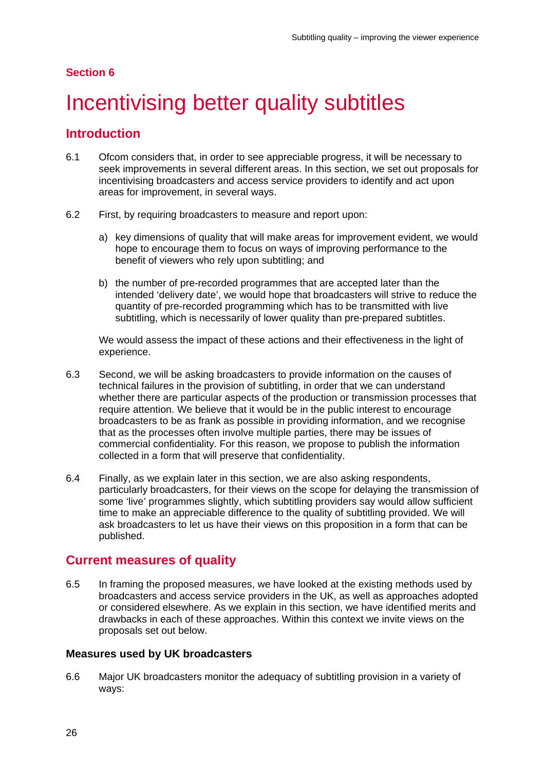## Section 6

# Incentivising better quality subtitles

## Introduction

6.1 Ofcom considers that, in order to see appreciable progress, it will be necessary to seek improvements in several different areas. In this section, we set out proposals for incentivising broadcasters and access service providers to identify and act upon areas for improvement, in several ways.

6.2 First, by requiring broadcasters to measure and report upon:

a) key dimensions of quality that will make areas for improvement evident, we would hope to encourage them to focus on ways of improving performance to the benefit of viewers who rely upon subtitling; and

b) the number of pre-recorded programmes that are accepted later than the intended 'delivery date', we would hope that broadcasters will strive to reduce the quantity of pre-recorded programming which has to be transmitted with live subtitling, which is necessarily of lower quality than pre-prepared subtitles.

We would assess the impact of these actions and their effectiveness in the light of experience.

6.3 Second, we will be asking broadcasters to provide information on the causes of technical failures in the provision of subtitling, in order that we can understand whether there are particular aspects of the production or transmission processes that require attention. We believe that it would be in the public interest to encourage broadcasters to be as frank as possible in providing information, and we recognise that as the processes often involve multiple parties, there may be issues of commercial confidentiality. For this reason, we propose to publish the information collected in a form that will preserve that confidentiality.

6.4 Finally, as we explain later in this section, we are also asking respondents, particularly broadcasters, for their views on the scope for delaying the transmission of some 'live' programmes slightly, which subtitling providers say would allow sufficient time to make an appreciable difference to the quality of subtitling provided. We will ask broadcasters to let us have their views on this proposition in a form that can be published.

## Current measures of quality

6.5 In framing the proposed measures, we have looked at the existing methods used by broadcasters and access service providers in the UK, as well as approaches adopted or considered elsewhere. As we explain in this section, we have identified merits and drawbacks in each of these approaches. Within this context we invite views on the proposals set out below.

### Measures used by UK broadcasters

6.6 Major UK broadcasters monitor the adequacy of subtitling provision in a variety of ways: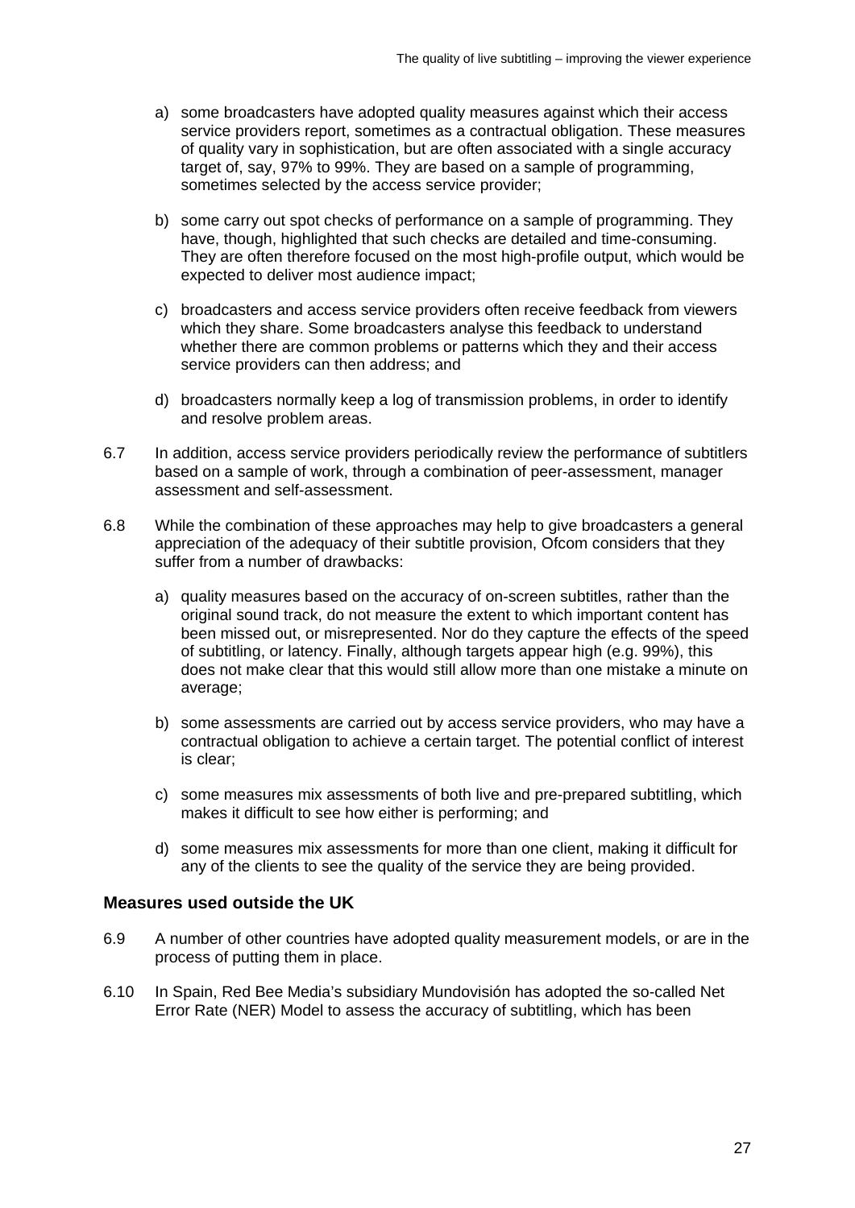a) some broadcasters have adopted quality measures against which their access service providers report, sometimes as a contractual obligation. These measures of quality vary in sophistication, but are often associated with a single accuracy target of, say, 97% to 99%. They are based on a sample of programming, sometimes selected by the access service provider;

b) some carry out spot checks of performance on a sample of programming. They have, though, highlighted that such checks are detailed and time-consuming. They are often therefore focused on the most high-profile output, which would be expected to deliver most audience impact;

c) broadcasters and access service providers often receive feedback from viewers which they share. Some broadcasters analyse this feedback to understand whether there are common problems or patterns which they and their access service providers can then address; and

d) broadcasters normally keep a log of transmission problems, in order to identify and resolve problem areas.

6.7 In addition, access service providers periodically review the performance of subtitlers based on a sample of work, through a combination of peer-assessment, manager assessment and self-assessment.

6.8 While the combination of these approaches may help to give broadcasters a general appreciation of the adequacy of their subtitle provision, Ofcom considers that they suffer from a number of drawbacks:

a) quality measures based on the accuracy of on-screen subtitles, rather than the original sound track, do not measure the extent to which important content has been missed out, or misrepresented. Nor do they capture the effects of the speed of subtitling, or latency. Finally, although targets appear high (e.g. 99%), this does not make clear that this would still allow more than one mistake a minute on average;

b) some assessments are carried out by access service providers, who may have a contractual obligation to achieve a certain target. The potential conflict of interest is clear;

c) some measures mix assessments of both live and pre-prepared subtitling, which makes it difficult to see how either is performing; and

d) some measures mix assessments for more than one client, making it difficult for any of the clients to see the quality of the service they are being provided.

### Measures used outside the UK

6.9 A number of other countries have adopted quality measurement models, or are in the process of putting them in place.

6.10 In Spain, Red Bee Media's subsidiary Mundovisión has adopted the so-called Net Error Rate (NER) Model to assess the accuracy of subtitling, which has been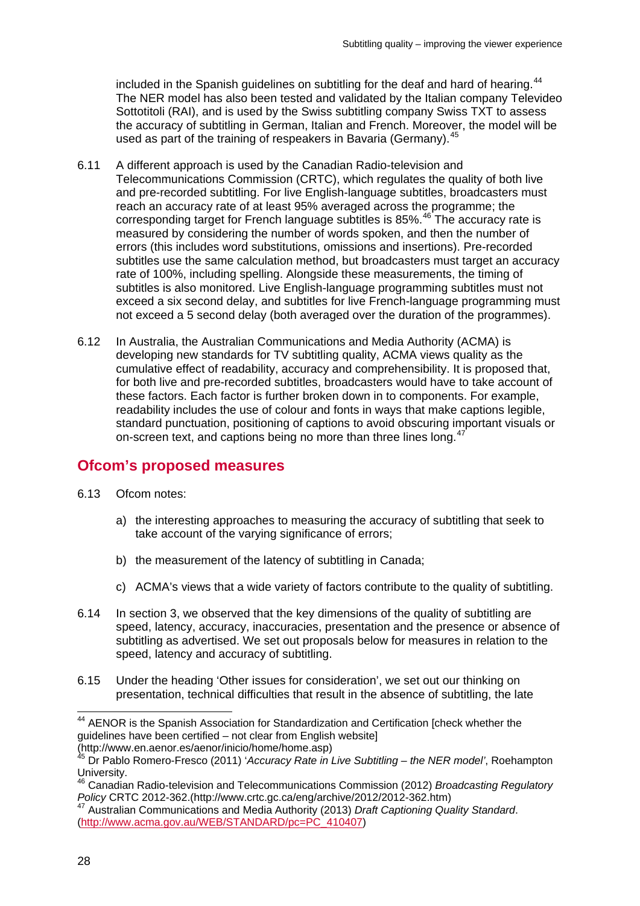included in the Spanish guidelines on subtitling for the deaf and hard of hearing.[44] The NER model has also been tested and validated by the Italian company Televideo Sottotitoli (RAI), and is used by the Swiss subtitling company Swiss TXT to assess the accuracy of subtitling in German, Italian and French. Moreover, the model will be used as part of the training of respeakers in Bavaria (Germany).[45]

6.11 A different approach is used by the Canadian Radio-television and Telecommunications Commission (CRTC), which regulates the quality of both live and pre-recorded subtitling. For live English-language subtitles, broadcasters must reach an accuracy rate of at least 95% averaged across the programme; the corresponding target for French language subtitles is 85%.[46] The accuracy rate is measured by considering the number of words spoken, and then the number of errors (this includes word substitutions, omissions and insertions). Pre-recorded subtitles use the same calculation method, but broadcasters must target an accuracy rate of 100%, including spelling. Alongside these measurements, the timing of subtitles is also monitored. Live English-language programming subtitles must not exceed a six second delay, and subtitles for live French-language programming must not exceed a 5 second delay (both averaged over the duration of the programmes).

6.12 In Australia, the Australian Communications and Media Authority (ACMA) is developing new standards for TV subtitling quality, ACMA views quality as the cumulative effect of readability, accuracy and comprehensibility. It is proposed that, for both live and pre-recorded subtitles, broadcasters would have to take account of these factors. Each factor is further broken down in to components. For example, readability includes the use of colour and fonts in ways that make captions legible, standard punctuation, positioning of captions to avoid obscuring important visuals or on-screen text, and captions being no more than three lines long.[47]

## Ofcom's proposed measures

6.13 Ofcom notes:

a) the interesting approaches to measuring the accuracy of subtitling that seek to take account of the varying significance of errors;

b) the measurement of the latency of subtitling in Canada;

c) ACMA's views that a wide variety of factors contribute to the quality of subtitling.

6.14 In section 3, we observed that the key dimensions of the quality of subtitling are speed, latency, accuracy, inaccuracies, presentation and the presence or absence of subtitling as advertised. We set out proposals below for measures in relation to the speed, latency and accuracy of subtitling.

6.15 Under the heading 'Other issues for consideration', we set out our thinking on presentation, technical difficulties that result in the absence of subtitling, the late

---

[44] AENOR is the Spanish Association for Standardization and Certification [check whether the guidelines have been certified – not clear from English website] (http://www.en.aenor.es/aenor/inicio/home/home.asp)

[45] Dr Pablo Romero-Fresco (2011) '*Accuracy Rate in Live Subtitling – the NER model*', Roehampton University.

[46] Canadian Radio-television and Telecommunications Commission (2012) *Broadcasting Regulatory Policy* CRTC 2012-362.(http://www.crtc.gc.ca/eng/archive/2012/2012-362.htm)

[47] Australian Communications and Media Authority (2013) *Draft Captioning Quality Standard*. (http://www.acma.gov.au/WEB/STANDARD/pc=PC_410407)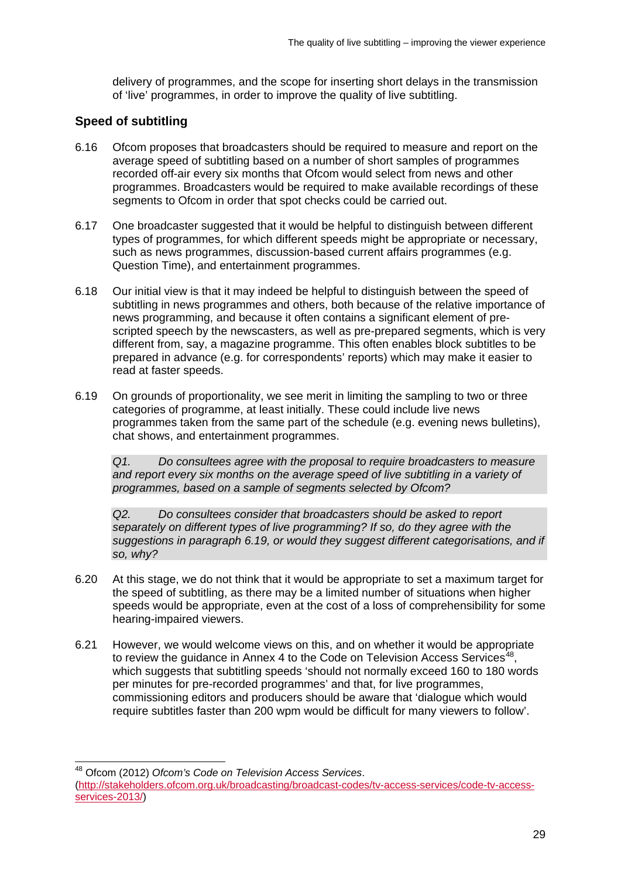delivery of programmes, and the scope for inserting short delays in the transmission of 'live' programmes, in order to improve the quality of live subtitling.

## Speed of subtitling

6.16 Ofcom proposes that broadcasters should be required to measure and report on the average speed of subtitling based on a number of short samples of programmes recorded off-air every six months that Ofcom would select from news and other programmes. Broadcasters would be required to make available recordings of these segments to Ofcom in order that spot checks could be carried out.

6.17 One broadcaster suggested that it would be helpful to distinguish between different types of programmes, for which different speeds might be appropriate or necessary, such as news programmes, discussion-based current affairs programmes (e.g. Question Time), and entertainment programmes.

6.18 Our initial view is that it may indeed be helpful to distinguish between the speed of subtitling in news programmes and others, both because of the relative importance of news programming, and because it often contains a significant element of pre-scripted speech by the newscasters, as well as pre-prepared segments, which is very different from, say, a magazine programme. This often enables block subtitles to be prepared in advance (e.g. for correspondents' reports) which may make it easier to read at faster speeds.

6.19 On grounds of proportionality, we see merit in limiting the sampling to two or three categories of programme, at least initially. These could include live news programmes taken from the same part of the schedule (e.g. evening news bulletins), chat shows, and entertainment programmes.

> *Q1. Do consultees agree with the proposal to require broadcasters to measure and report every six months on the average speed of live subtitling in a variety of programmes, based on a sample of segments selected by Ofcom?*

> *Q2. Do consultees consider that broadcasters should be asked to report separately on different types of live programming? If so, do they agree with the suggestions in paragraph 6.19, or would they suggest different categorisations, and if so, why?*

6.20 At this stage, we do not think that it would be appropriate to set a maximum target for the speed of subtitling, as there may be a limited number of situations when higher speeds would be appropriate, even at the cost of a loss of comprehensibility for some hearing-impaired viewers.

6.21 However, we would welcome views on this, and on whether it would be appropriate to review the guidance in Annex 4 to the Code on Television Access Services[48], which suggests that subtitling speeds 'should not normally exceed 160 to 180 words per minutes for pre-recorded programmes' and that, for live programmes, commissioning editors and producers should be aware that 'dialogue which would require subtitles faster than 200 wpm would be difficult for many viewers to follow'.

---

[48] Ofcom (2012) *Ofcom's Code on Television Access Services*. (http://stakeholders.ofcom.org.uk/broadcasting/broadcast-codes/tv-access-services/code-tv-access-services-2013/)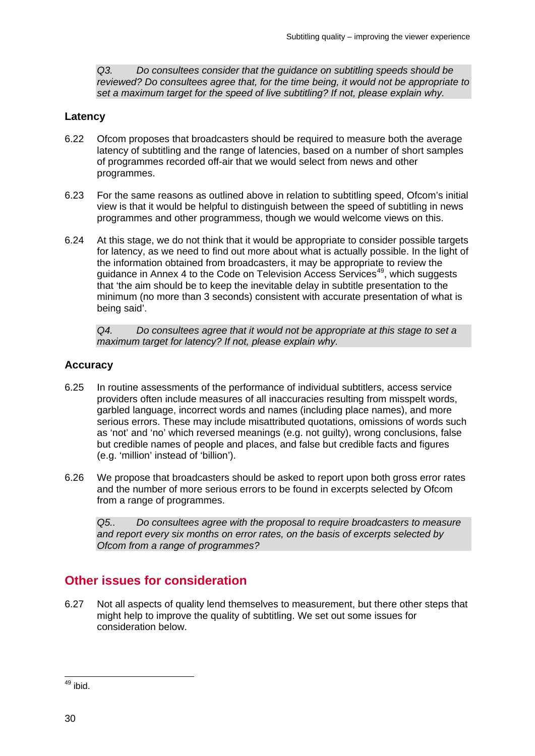*Q3. Do consultees consider that the guidance on subtitling speeds should be reviewed? Do consultees agree that, for the time being, it would not be appropriate to set a maximum target for the speed of live subtitling? If not, please explain why.*

### Latency

6.22 Ofcom proposes that broadcasters should be required to measure both the average latency of subtitling and the range of latencies, based on a number of short samples of programmes recorded off-air that we would select from news and other programmes.

6.23 For the same reasons as outlined above in relation to subtitling speed, Ofcom's initial view is that it would be helpful to distinguish between the speed of subtitling in news programmes and other programmess, though we would welcome views on this.

6.24 At this stage, we do not think that it would be appropriate to consider possible targets for latency, as we need to find out more about what is actually possible. In the light of the information obtained from broadcasters, it may be appropriate to review the guidance in Annex 4 to the Code on Television Access Services[49], which suggests that 'the aim should be to keep the inevitable delay in subtitle presentation to the minimum (no more than 3 seconds) consistent with accurate presentation of what is being said'.

*Q4. Do consultees agree that it would not be appropriate at this stage to set a maximum target for latency? If not, please explain why.*

### Accuracy

6.25 In routine assessments of the performance of individual subtitlers, access service providers often include measures of all inaccuracies resulting from misspelt words, garbled language, incorrect words and names (including place names), and more serious errors. These may include misattributed quotations, omissions of words such as 'not' and 'no' which reversed meanings (e.g. not guilty), wrong conclusions, false but credible names of people and places, and false but credible facts and figures (e.g. 'million' instead of 'billion').

6.26 We propose that broadcasters should be asked to report upon both gross error rates and the number of more serious errors to be found in excerpts selected by Ofcom from a range of programmes.

*Q5.. Do consultees agree with the proposal to require broadcasters to measure and report every six months on error rates, on the basis of excerpts selected by Ofcom from a range of programmes?*

## Other issues for consideration

6.27 Not all aspects of quality lend themselves to measurement, but there other steps that might help to improve the quality of subtitling. We set out some issues for consideration below.

[49] ibid.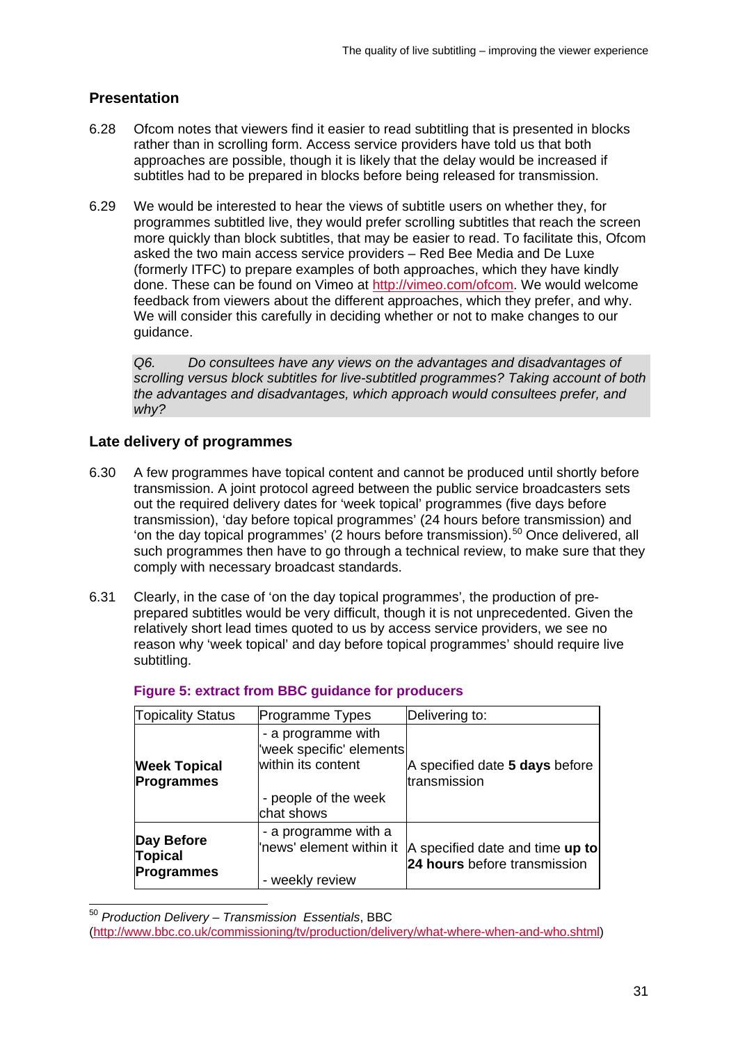## Presentation

6.28 Ofcom notes that viewers find it easier to read subtitling that is presented in blocks rather than in scrolling form. Access service providers have told us that both approaches are possible, though it is likely that the delay would be increased if subtitles had to be prepared in blocks before being released for transmission.

6.29 We would be interested to hear the views of subtitle users on whether they, for programmes subtitled live, they would prefer scrolling subtitles that reach the screen more quickly than block subtitles, that may be easier to read. To facilitate this, Ofcom asked the two main access service providers – Red Bee Media and De Luxe (formerly ITFC) to prepare examples of both approaches, which they have kindly done. These can be found on Vimeo at http://vimeo.com/ofcom. We would welcome feedback from viewers about the different approaches, which they prefer, and why. We will consider this carefully in deciding whether or not to make changes to our guidance.

> *Q6. Do consultees have any views on the advantages and disadvantages of scrolling versus block subtitles for live-subtitled programmes? Taking account of both the advantages and disadvantages, which approach would consultees prefer, and why?*

## Late delivery of programmes

6.30 A few programmes have topical content and cannot be produced until shortly before transmission. A joint protocol agreed between the public service broadcasters sets out the required delivery dates for 'week topical' programmes (five days before transmission), 'day before topical programmes' (24 hours before transmission) and 'on the day topical programmes' (2 hours before transmission).[50] Once delivered, all such programmes then have to go through a technical review, to make sure that they comply with necessary broadcast standards.

6.31 Clearly, in the case of 'on the day topical programmes', the production of pre-prepared subtitles would be very difficult, though it is not unprecedented. Given the relatively short lead times quoted to us by access service providers, we see no reason why 'week topical' and day before topical programmes' should require live subtitling.

**Figure 5: extract from BBC guidance for producers**

| Topicality Status | Programme Types | Delivering to: |
|---|---|---|
| **Week Topical Programmes** | - a programme with 'week specific' elements within its content<br>- people of the week chat shows | A specified date **5 days** before transmission |
| **Day Before Topical Programmes** | - a programme with a 'news' element within it<br>- weekly review | A specified date and time **up to 24 hours** before transmission |

[50] *Production Delivery – Transmission Essentials*, BBC (http://www.bbc.co.uk/commissioning/tv/production/delivery/what-where-when-and-who.shtml)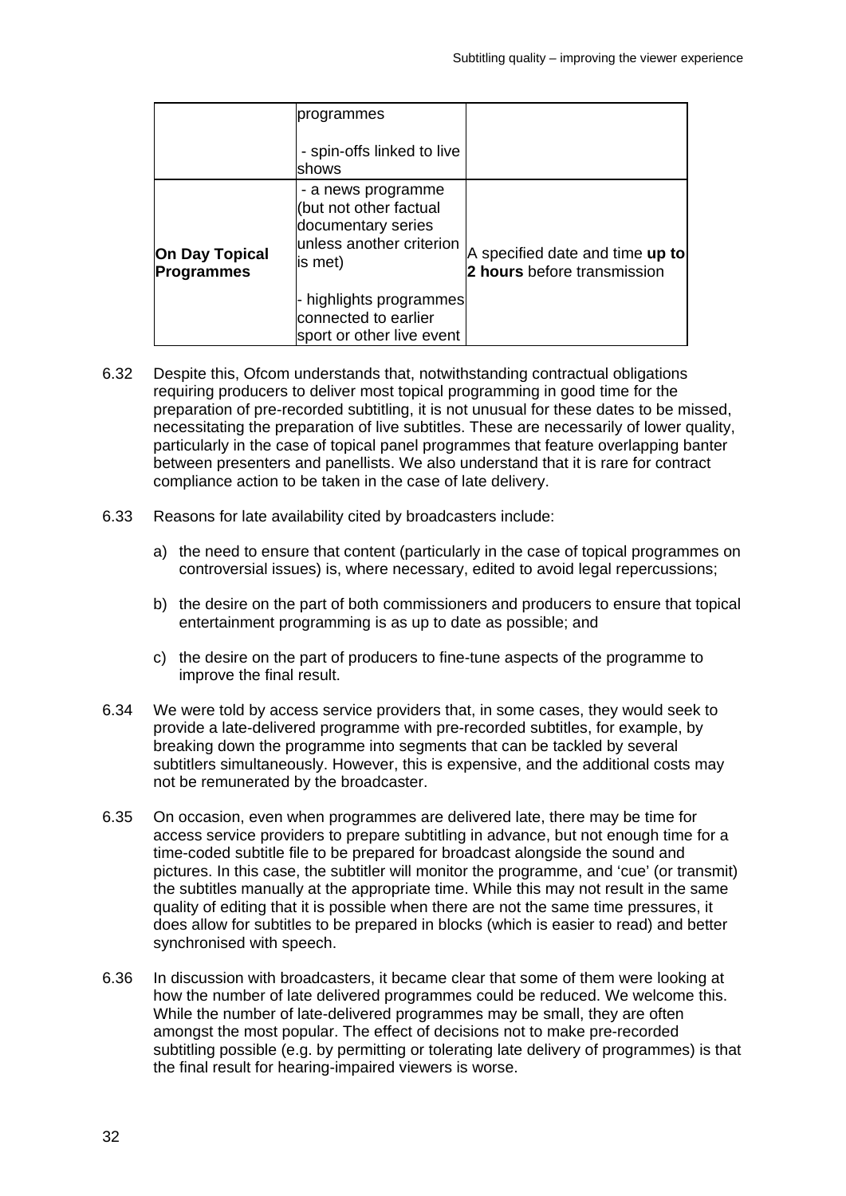| | | |
|---|---|---|
| | programmes<br><br>- spin-offs linked to live shows | |
| **On Day Topical Programmes** | - a news programme (but not other factual documentary series unless another criterion is met)<br><br>- highlights programmes connected to earlier sport or other live event | A specified date and time **up to 2 hours** before transmission |

6.32 Despite this, Ofcom understands that, notwithstanding contractual obligations requiring producers to deliver most topical programming in good time for the preparation of pre-recorded subtitling, it is not unusual for these dates to be missed, necessitating the preparation of live subtitles. These are necessarily of lower quality, particularly in the case of topical panel programmes that feature overlapping banter between presenters and panellists. We also understand that it is rare for contract compliance action to be taken in the case of late delivery.

6.33 Reasons for late availability cited by broadcasters include:

a) the need to ensure that content (particularly in the case of topical programmes on controversial issues) is, where necessary, edited to avoid legal repercussions;

b) the desire on the part of both commissioners and producers to ensure that topical entertainment programming is as up to date as possible; and

c) the desire on the part of producers to fine-tune aspects of the programme to improve the final result.

6.34 We were told by access service providers that, in some cases, they would seek to provide a late-delivered programme with pre-recorded subtitles, for example, by breaking down the programme into segments that can be tackled by several subtitlers simultaneously. However, this is expensive, and the additional costs may not be remunerated by the broadcaster.

6.35 On occasion, even when programmes are delivered late, there may be time for access service providers to prepare subtitling in advance, but not enough time for a time-coded subtitle file to be prepared for broadcast alongside the sound and pictures. In this case, the subtitler will monitor the programme, and 'cue' (or transmit) the subtitles manually at the appropriate time. While this may not result in the same quality of editing that it is possible when there are not the same time pressures, it does allow for subtitles to be prepared in blocks (which is easier to read) and better synchronised with speech.

6.36 In discussion with broadcasters, it became clear that some of them were looking at how the number of late delivered programmes could be reduced. We welcome this. While the number of late-delivered programmes may be small, they are often amongst the most popular. The effect of decisions not to make pre-recorded subtitling possible (e.g. by permitting or tolerating late delivery of programmes) is that the final result for hearing-impaired viewers is worse.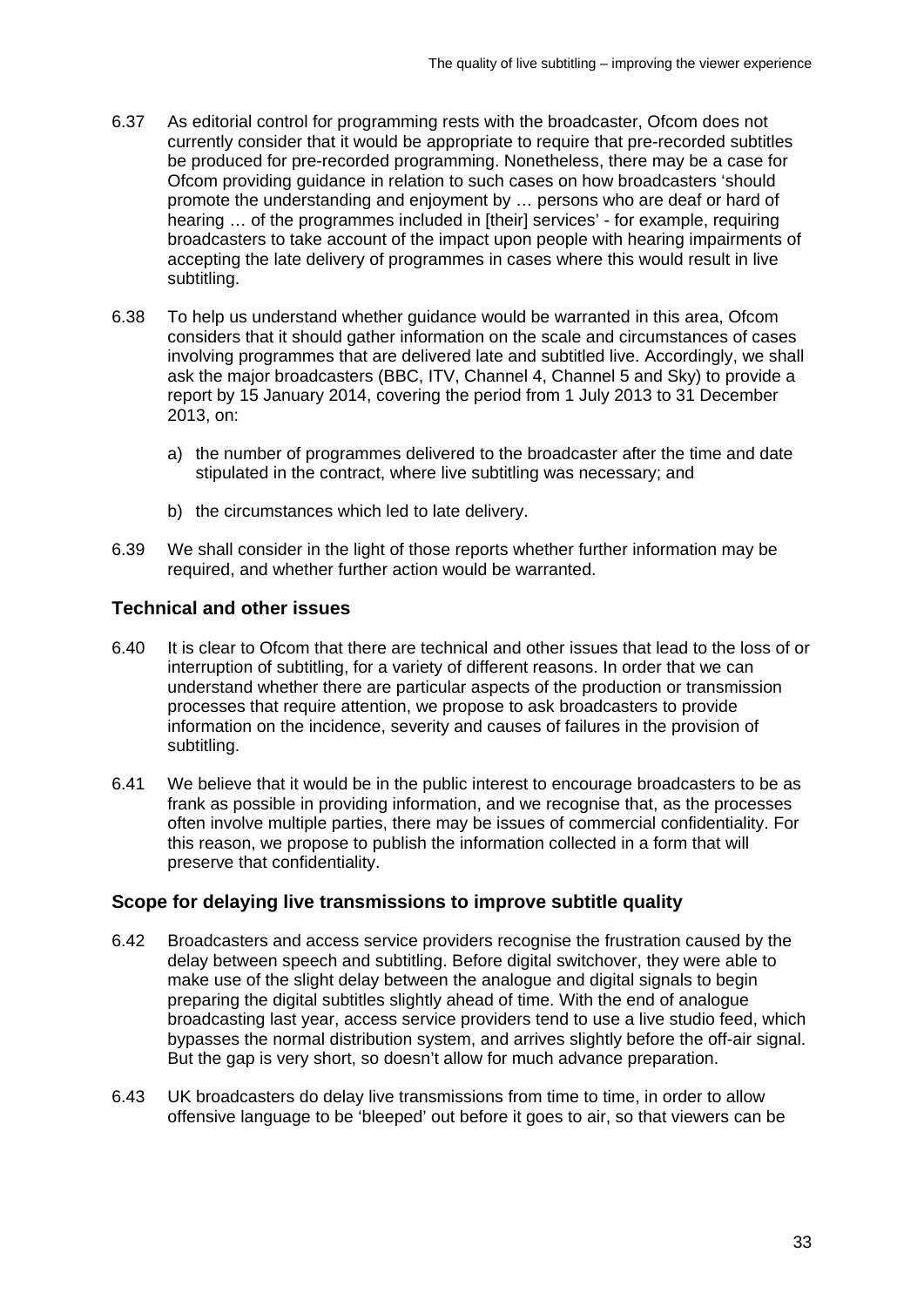6.37 As editorial control for programming rests with the broadcaster, Ofcom does not currently consider that it would be appropriate to require that pre-recorded subtitles be produced for pre-recorded programming. Nonetheless, there may be a case for Ofcom providing guidance in relation to such cases on how broadcasters 'should promote the understanding and enjoyment by … persons who are deaf or hard of hearing … of the programmes included in [their] services' - for example, requiring broadcasters to take account of the impact upon people with hearing impairments of accepting the late delivery of programmes in cases where this would result in live subtitling.

6.38 To help us understand whether guidance would be warranted in this area, Ofcom considers that it should gather information on the scale and circumstances of cases involving programmes that are delivered late and subtitled live. Accordingly, we shall ask the major broadcasters (BBC, ITV, Channel 4, Channel 5 and Sky) to provide a report by 15 January 2014, covering the period from 1 July 2013 to 31 December 2013, on:

a) the number of programmes delivered to the broadcaster after the time and date stipulated in the contract, where live subtitling was necessary; and

b) the circumstances which led to late delivery.

6.39 We shall consider in the light of those reports whether further information may be required, and whether further action would be warranted.

### Technical and other issues

6.40 It is clear to Ofcom that there are technical and other issues that lead to the loss of or interruption of subtitling, for a variety of different reasons. In order that we can understand whether there are particular aspects of the production or transmission processes that require attention, we propose to ask broadcasters to provide information on the incidence, severity and causes of failures in the provision of subtitling.

6.41 We believe that it would be in the public interest to encourage broadcasters to be as frank as possible in providing information, and we recognise that, as the processes often involve multiple parties, there may be issues of commercial confidentiality. For this reason, we propose to publish the information collected in a form that will preserve that confidentiality.

### Scope for delaying live transmissions to improve subtitle quality

6.42 Broadcasters and access service providers recognise the frustration caused by the delay between speech and subtitling. Before digital switchover, they were able to make use of the slight delay between the analogue and digital signals to begin preparing the digital subtitles slightly ahead of time. With the end of analogue broadcasting last year, access service providers tend to use a live studio feed, which bypasses the normal distribution system, and arrives slightly before the off-air signal. But the gap is very short, so doesn't allow for much advance preparation.

6.43 UK broadcasters do delay live transmissions from time to time, in order to allow offensive language to be 'bleeped' out before it goes to air, so that viewers can be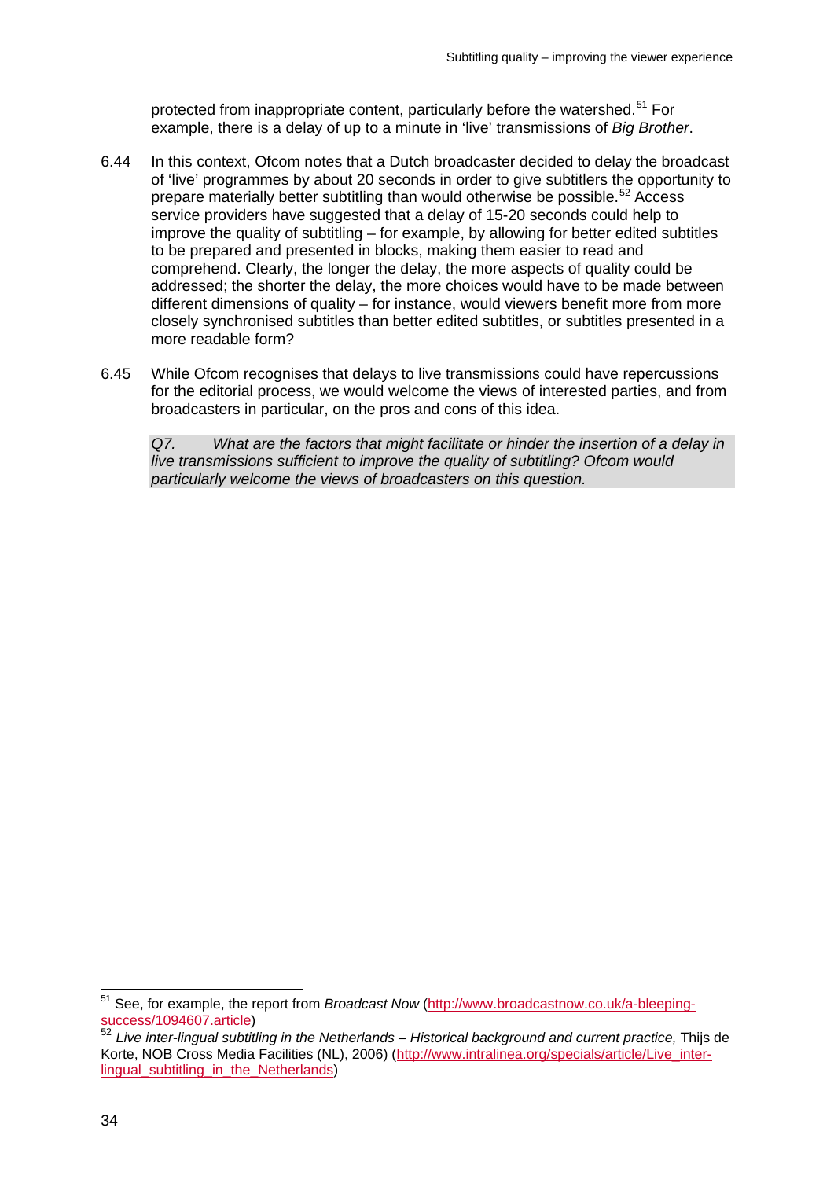protected from inappropriate content, particularly before the watershed.[51] For example, there is a delay of up to a minute in 'live' transmissions of *Big Brother*.

6.44 In this context, Ofcom notes that a Dutch broadcaster decided to delay the broadcast of 'live' programmes by about 20 seconds in order to give subtitlers the opportunity to prepare materially better subtitling than would otherwise be possible.[52] Access service providers have suggested that a delay of 15-20 seconds could help to improve the quality of subtitling – for example, by allowing for better edited subtitles to be prepared and presented in blocks, making them easier to read and comprehend. Clearly, the longer the delay, the more aspects of quality could be addressed; the shorter the delay, the more choices would have to be made between different dimensions of quality – for instance, would viewers benefit more from more closely synchronised subtitles than better edited subtitles, or subtitles presented in a more readable form?

6.45 While Ofcom recognises that delays to live transmissions could have repercussions for the editorial process, we would welcome the views of interested parties, and from broadcasters in particular, on the pros and cons of this idea.

> *Q7. What are the factors that might facilitate or hinder the insertion of a delay in live transmissions sufficient to improve the quality of subtitling? Ofcom would particularly welcome the views of broadcasters on this question.*

---

[51] See, for example, the report from *Broadcast Now* (http://www.broadcastnow.co.uk/a-bleeping-success/1094607.article)

[52] *Live inter-lingual subtitling in the Netherlands – Historical background and current practice,* Thijs de Korte, NOB Cross Media Facilities (NL), 2006) (http://www.intralinea.org/specials/article/Live_inter-lingual_subtitling_in_the_Netherlands)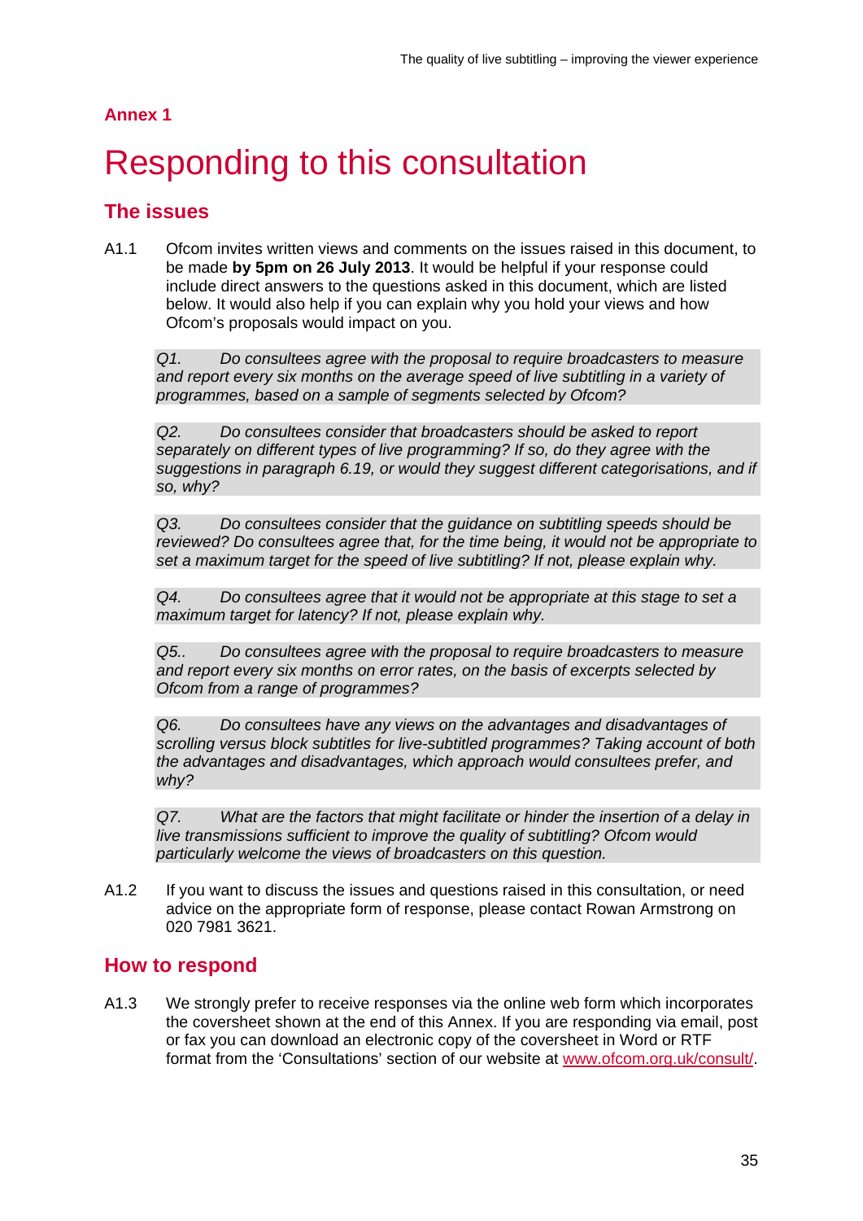## Annex 1

# Responding to this consultation

## The issues

A1.1 Ofcom invites written views and comments on the issues raised in this document, to be made **by 5pm on 26 July 2013**. It would be helpful if your response could include direct answers to the questions asked in this document, which are listed below. It would also help if you can explain why you hold your views and how Ofcom's proposals would impact on you.

> *Q1. Do consultees agree with the proposal to require broadcasters to measure and report every six months on the average speed of live subtitling in a variety of programmes, based on a sample of segments selected by Ofcom?*

> *Q2. Do consultees consider that broadcasters should be asked to report separately on different types of live programming? If so, do they agree with the suggestions in paragraph 6.19, or would they suggest different categorisations, and if so, why?*

> *Q3. Do consultees consider that the guidance on subtitling speeds should be reviewed? Do consultees agree that, for the time being, it would not be appropriate to set a maximum target for the speed of live subtitling? If not, please explain why.*

> *Q4. Do consultees agree that it would not be appropriate at this stage to set a maximum target for latency? If not, please explain why.*

> *Q5.. Do consultees agree with the proposal to require broadcasters to measure and report every six months on error rates, on the basis of excerpts selected by Ofcom from a range of programmes?*

> *Q6. Do consultees have any views on the advantages and disadvantages of scrolling versus block subtitles for live-subtitled programmes? Taking account of both the advantages and disadvantages, which approach would consultees prefer, and why?*

> *Q7. What are the factors that might facilitate or hinder the insertion of a delay in live transmissions sufficient to improve the quality of subtitling? Ofcom would particularly welcome the views of broadcasters on this question.*

A1.2 If you want to discuss the issues and questions raised in this consultation, or need advice on the appropriate form of response, please contact Rowan Armstrong on 020 7981 3621.

## How to respond

A1.3 We strongly prefer to receive responses via the online web form which incorporates the coversheet shown at the end of this Annex. If you are responding via email, post or fax you can download an electronic copy of the coversheet in Word or RTF format from the 'Consultations' section of our website at www.ofcom.org.uk/consult/.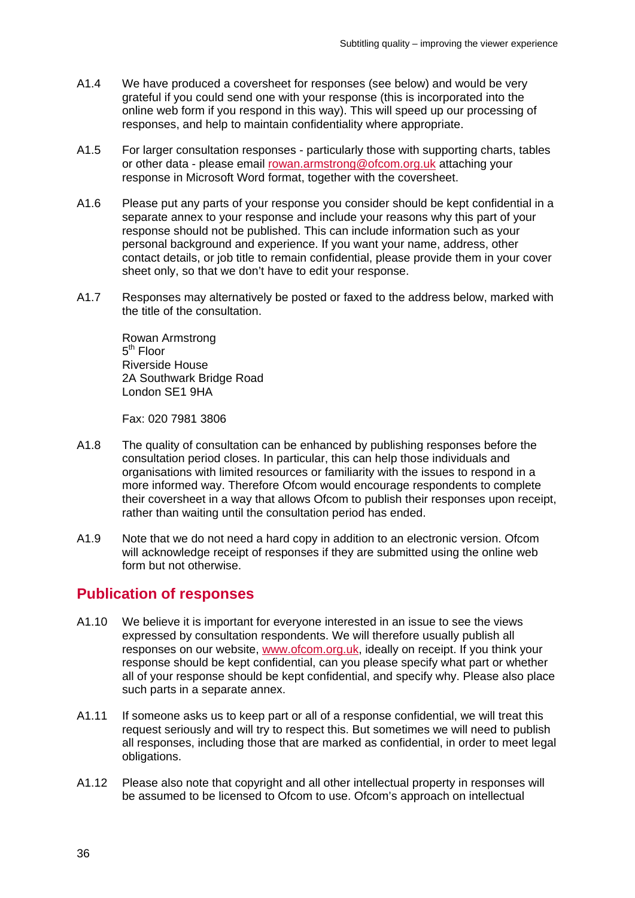A1.4 We have produced a coversheet for responses (see below) and would be very grateful if you could send one with your response (this is incorporated into the online web form if you respond in this way). This will speed up our processing of responses, and help to maintain confidentiality where appropriate.

A1.5 For larger consultation responses - particularly those with supporting charts, tables or other data - please email rowan.armstrong@ofcom.org.uk attaching your response in Microsoft Word format, together with the coversheet.

A1.6 Please put any parts of your response you consider should be kept confidential in a separate annex to your response and include your reasons why this part of your response should not be published. This can include information such as your personal background and experience. If you want your name, address, other contact details, or job title to remain confidential, please provide them in your cover sheet only, so that we don't have to edit your response.

A1.7 Responses may alternatively be posted or faxed to the address below, marked with the title of the consultation.

Rowan Armstrong
5th Floor
Riverside House
2A Southwark Bridge Road
London SE1 9HA

Fax: 020 7981 3806

A1.8 The quality of consultation can be enhanced by publishing responses before the consultation period closes. In particular, this can help those individuals and organisations with limited resources or familiarity with the issues to respond in a more informed way. Therefore Ofcom would encourage respondents to complete their coversheet in a way that allows Ofcom to publish their responses upon receipt, rather than waiting until the consultation period has ended.

A1.9 Note that we do not need a hard copy in addition to an electronic version. Ofcom will acknowledge receipt of responses if they are submitted using the online web form but not otherwise.

## Publication of responses

A1.10 We believe it is important for everyone interested in an issue to see the views expressed by consultation respondents. We will therefore usually publish all responses on our website, www.ofcom.org.uk, ideally on receipt. If you think your response should be kept confidential, can you please specify what part or whether all of your response should be kept confidential, and specify why. Please also place such parts in a separate annex.

A1.11 If someone asks us to keep part or all of a response confidential, we will treat this request seriously and will try to respect this. But sometimes we will need to publish all responses, including those that are marked as confidential, in order to meet legal obligations.

A1.12 Please also note that copyright and all other intellectual property in responses will be assumed to be licensed to Ofcom to use. Ofcom's approach on intellectual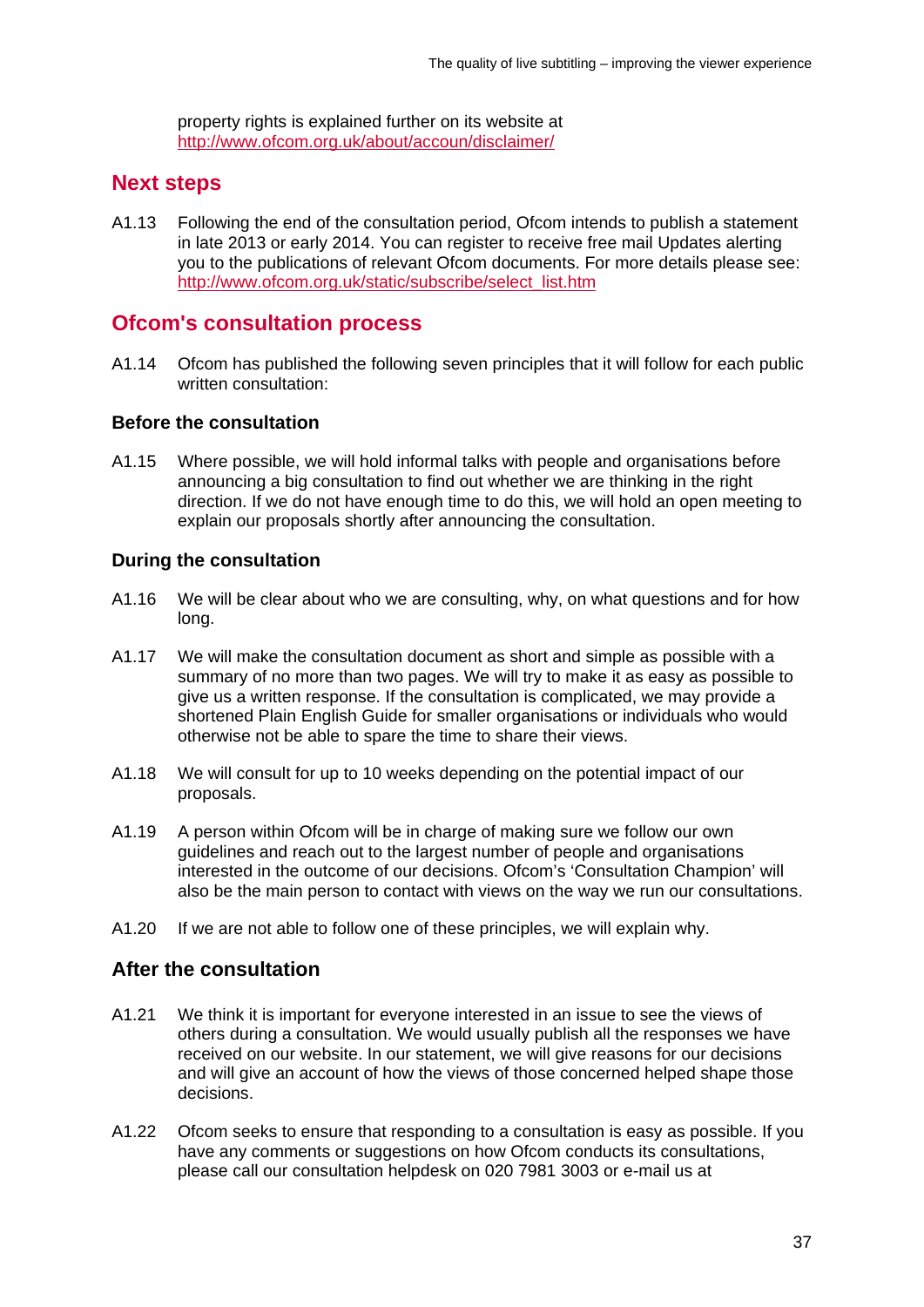property rights is explained further on its website at http://www.ofcom.org.uk/about/accoun/disclaimer/

## Next steps

A1.13 Following the end of the consultation period, Ofcom intends to publish a statement in late 2013 or early 2014. You can register to receive free mail Updates alerting you to the publications of relevant Ofcom documents. For more details please see: http://www.ofcom.org.uk/static/subscribe/select_list.htm

## Ofcom's consultation process

A1.14 Ofcom has published the following seven principles that it will follow for each public written consultation:

### Before the consultation

A1.15 Where possible, we will hold informal talks with people and organisations before announcing a big consultation to find out whether we are thinking in the right direction. If we do not have enough time to do this, we will hold an open meeting to explain our proposals shortly after announcing the consultation.

### During the consultation

A1.16 We will be clear about who we are consulting, why, on what questions and for how long.

A1.17 We will make the consultation document as short and simple as possible with a summary of no more than two pages. We will try to make it as easy as possible to give us a written response. If the consultation is complicated, we may provide a shortened Plain English Guide for smaller organisations or individuals who would otherwise not be able to spare the time to share their views.

A1.18 We will consult for up to 10 weeks depending on the potential impact of our proposals.

A1.19 A person within Ofcom will be in charge of making sure we follow our own guidelines and reach out to the largest number of people and organisations interested in the outcome of our decisions. Ofcom's 'Consultation Champion' will also be the main person to contact with views on the way we run our consultations.

A1.20 If we are not able to follow one of these principles, we will explain why.

### After the consultation

A1.21 We think it is important for everyone interested in an issue to see the views of others during a consultation. We would usually publish all the responses we have received on our website. In our statement, we will give reasons for our decisions and will give an account of how the views of those concerned helped shape those decisions.

A1.22 Ofcom seeks to ensure that responding to a consultation is easy as possible. If you have any comments or suggestions on how Ofcom conducts its consultations, please call our consultation helpdesk on 020 7981 3003 or e-mail us at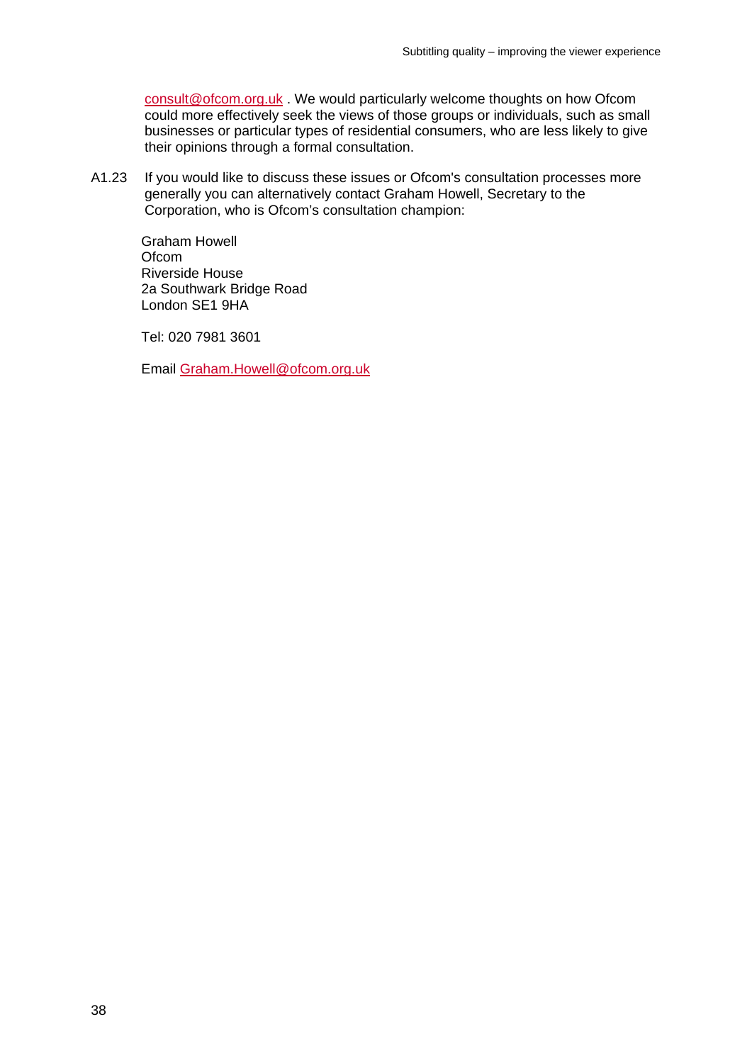consult@ofcom.org.uk . We would particularly welcome thoughts on how Ofcom could more effectively seek the views of those groups or individuals, such as small businesses or particular types of residential consumers, who are less likely to give their opinions through a formal consultation.

A1.23 If you would like to discuss these issues or Ofcom's consultation processes more generally you can alternatively contact Graham Howell, Secretary to the Corporation, who is Ofcom's consultation champion:

Graham Howell
Ofcom
Riverside House
2a Southwark Bridge Road
London SE1 9HA

Tel: 020 7981 3601

Email Graham.Howell@ofcom.org.uk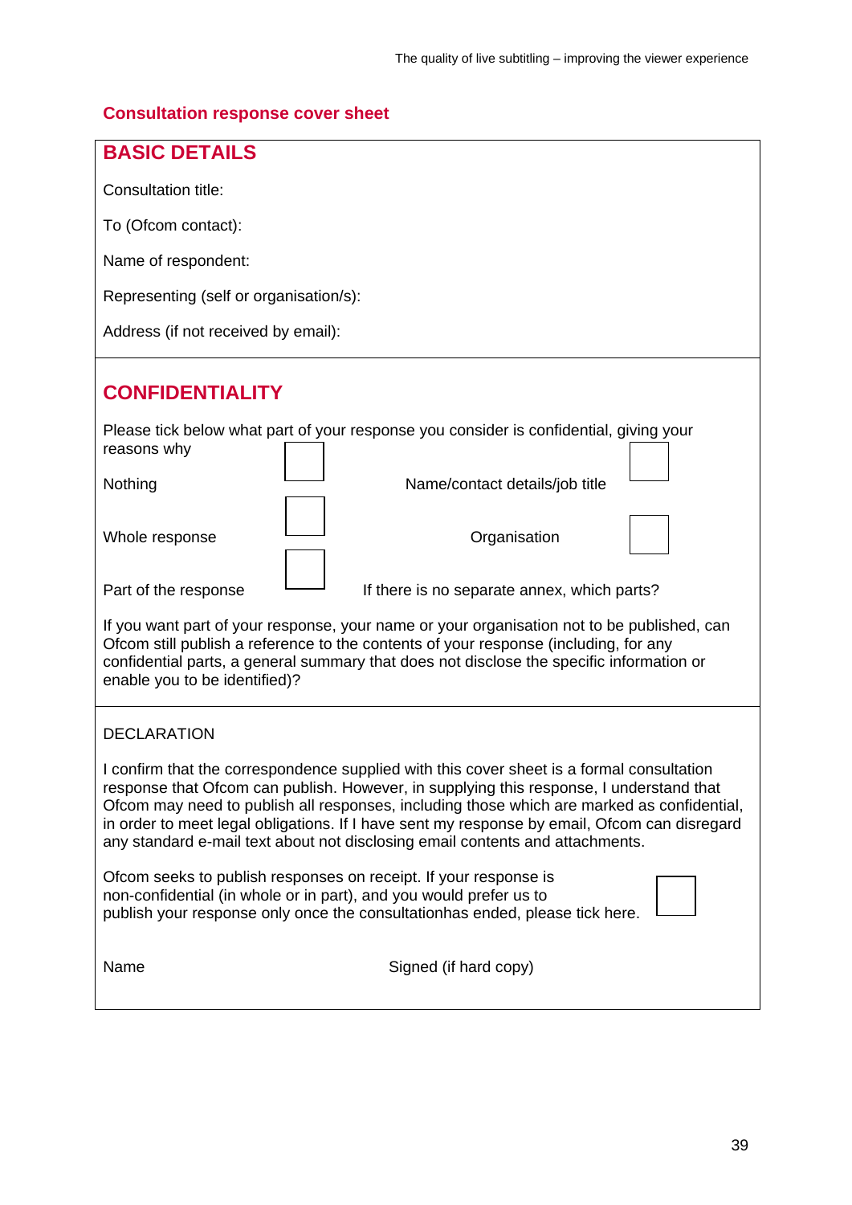## Consultation response cover sheet

### BASIC DETAILS

Consultation title:

To (Ofcom contact):

Name of respondent:

Representing (self or organisation/s):

Address (if not received by email):

### CONFIDENTIALITY

Please tick below what part of your response you consider is confidential, giving your reasons why

| | | | |
|---|---|---|---|
| Nothing | ☐ | Name/contact details/job title | ☐ |
| Whole response | ☐ | Organisation | ☐ |
| Part of the response | ☐ | If there is no separate annex, which parts? | |

If you want part of your response, your name or your organisation not to be published, can Ofcom still publish a reference to the contents of your response (including, for any confidential parts, a general summary that does not disclose the specific information or enable you to be identified)?

DECLARATION

I confirm that the correspondence supplied with this cover sheet is a formal consultation response that Ofcom can publish. However, in supplying this response, I understand that Ofcom may need to publish all responses, including those which are marked as confidential, in order to meet legal obligations. If I have sent my response by email, Ofcom can disregard any standard e-mail text about not disclosing email contents and attachments.

Ofcom seeks to publish responses on receipt. If your response is non-confidential (in whole or in part), and you would prefer us to publish your response only once the consultationhas ended, please tick here. ☐

Name | Signed (if hard copy)